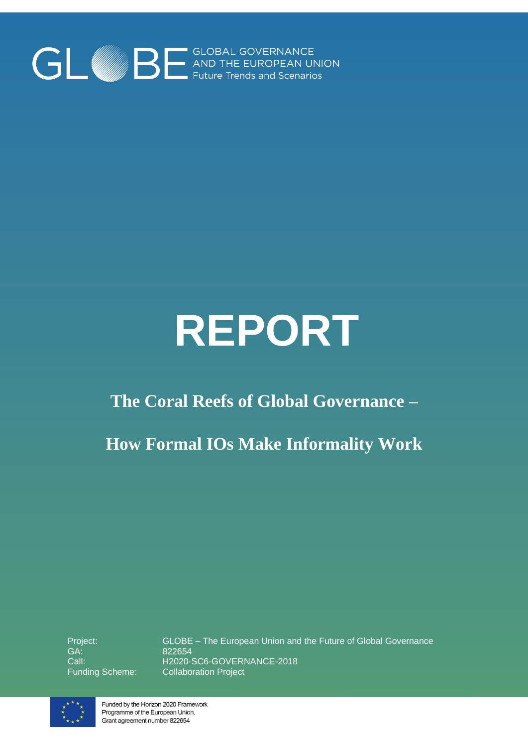GLOBE GLOBAL GOVERNANCE AND THE EUROPEAN UNION Future Trends and Scenarios

# REPORT

## The Coral Reefs of Global Governance –

## How Formal IOs Make Informality Work

| | |
|---|---|
| Project: | GLOBE – The European Union and the Future of Global Governance |
| GA: | 822654 |
| Call: | H2020-SC6-GOVERNANCE-2018 |
| Funding Scheme: | Collaboration Project |

Funded by the Horizon 2020 Framework Programme of the European Union. Grant agreement number 822654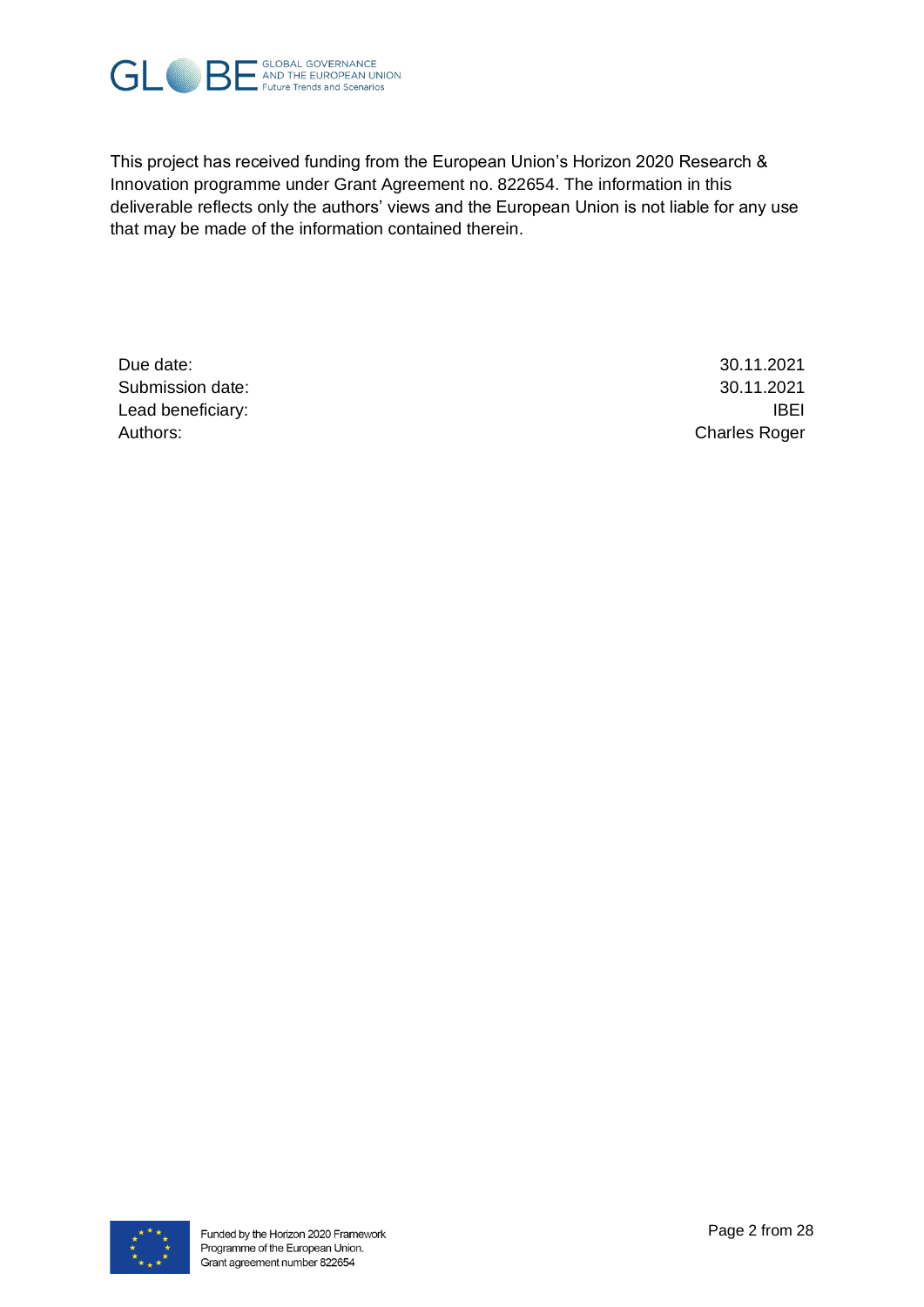This project has received funding from the European Union's Horizon 2020 Research & Innovation programme under Grant Agreement no. 822654. The information in this deliverable reflects only the authors' views and the European Union is not liable for any use that may be made of the information contained therein.

| | |
|---|---|
| Due date: | 30.11.2021 |
| Submission date: | 30.11.2021 |
| Lead beneficiary: | IBEI |
| Authors: | Charles Roger |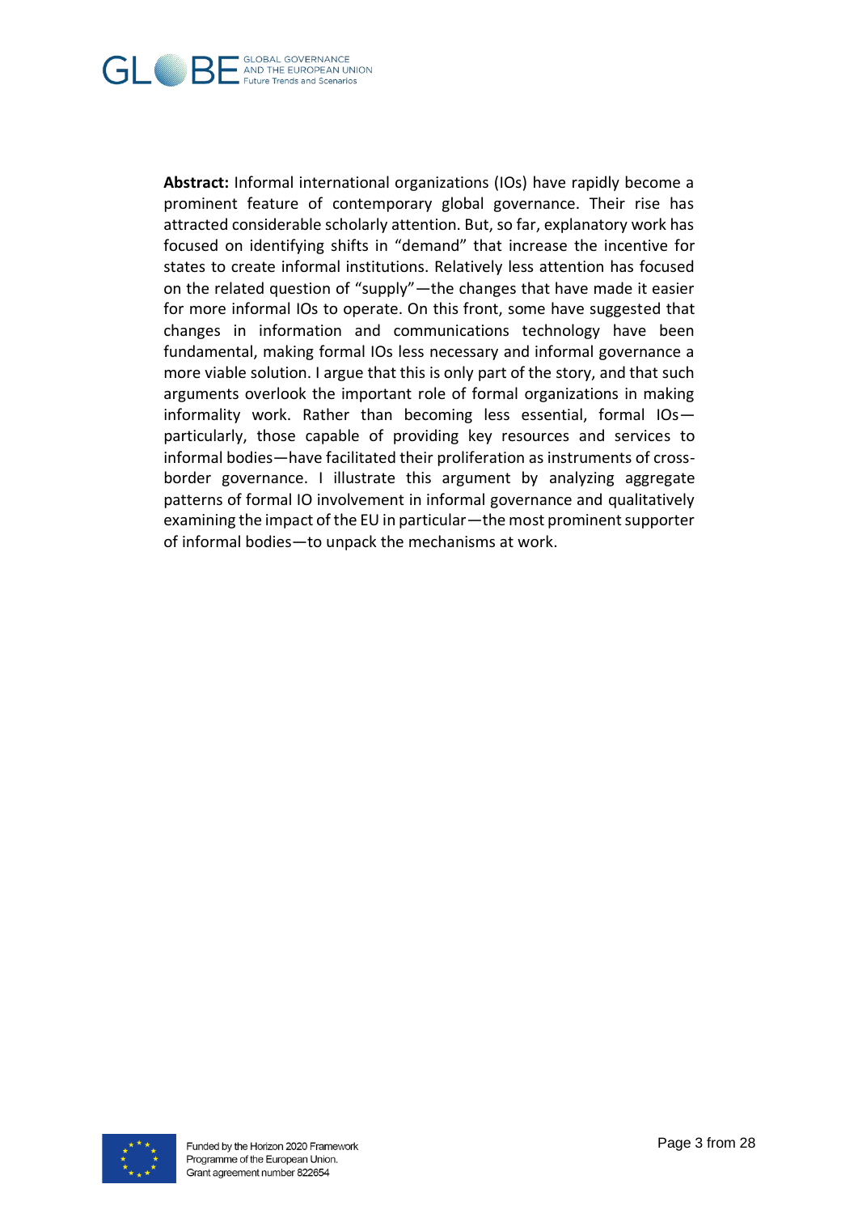**Abstract:** Informal international organizations (IOs) have rapidly become a prominent feature of contemporary global governance. Their rise has attracted considerable scholarly attention. But, so far, explanatory work has focused on identifying shifts in "demand" that increase the incentive for states to create informal institutions. Relatively less attention has focused on the related question of "supply"—the changes that have made it easier for more informal IOs to operate. On this front, some have suggested that changes in information and communications technology have been fundamental, making formal IOs less necessary and informal governance a more viable solution. I argue that this is only part of the story, and that such arguments overlook the important role of formal organizations in making informality work. Rather than becoming less essential, formal IOs—particularly, those capable of providing key resources and services to informal bodies—have facilitated their proliferation as instruments of cross-border governance. I illustrate this argument by analyzing aggregate patterns of formal IO involvement in informal governance and qualitatively examining the impact of the EU in particular—the most prominent supporter of informal bodies—to unpack the mechanisms at work.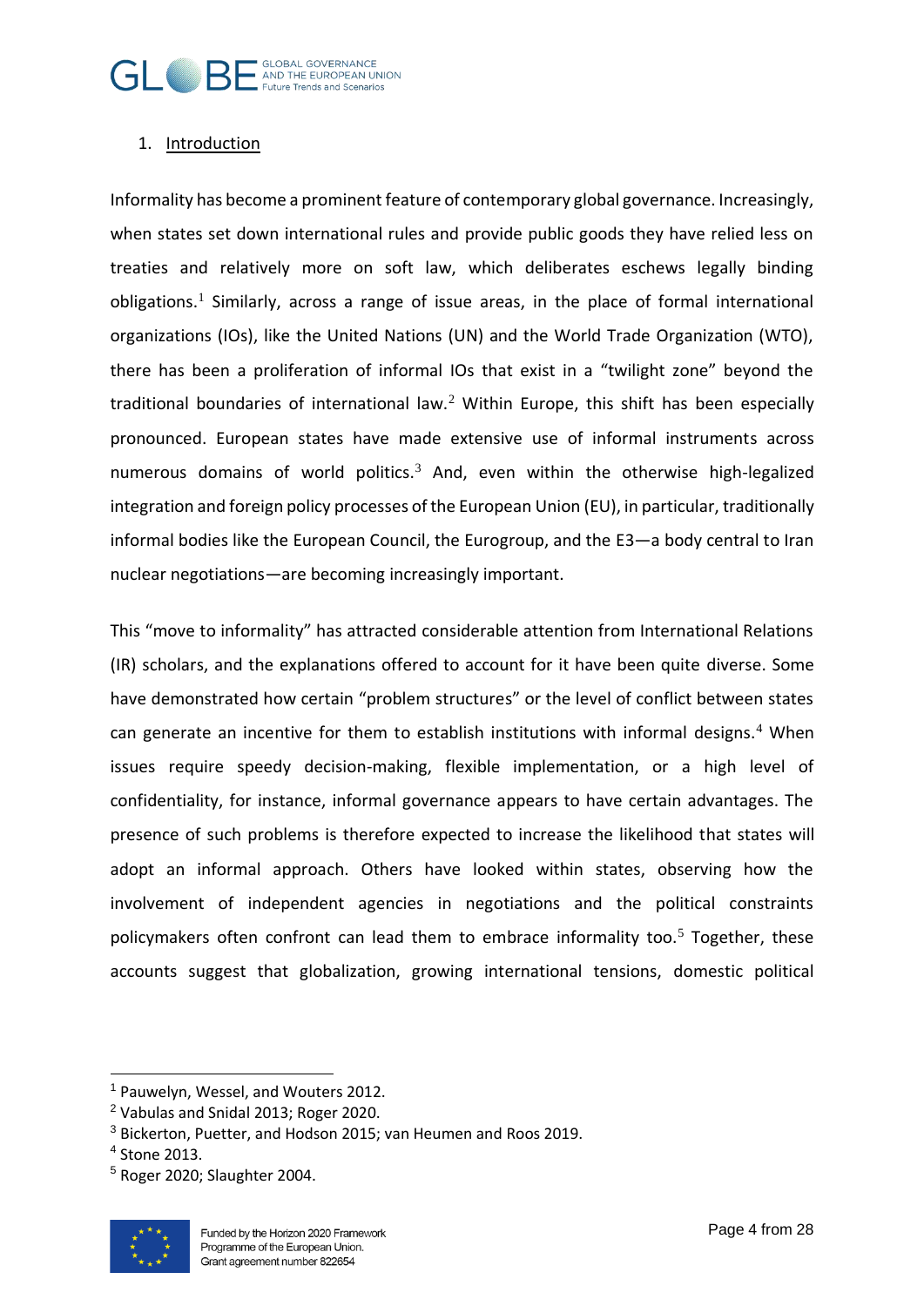## 1. Introduction

Informality has become a prominent feature of contemporary global governance. Increasingly, when states set down international rules and provide public goods they have relied less on treaties and relatively more on soft law, which deliberates eschews legally binding obligations.[1] Similarly, across a range of issue areas, in the place of formal international organizations (IOs), like the United Nations (UN) and the World Trade Organization (WTO), there has been a proliferation of informal IOs that exist in a "twilight zone" beyond the traditional boundaries of international law.[2] Within Europe, this shift has been especially pronounced. European states have made extensive use of informal instruments across numerous domains of world politics.[3] And, even within the otherwise high-legalized integration and foreign policy processes of the European Union (EU), in particular, traditionally informal bodies like the European Council, the Eurogroup, and the E3—a body central to Iran nuclear negotiations—are becoming increasingly important.

This "move to informality" has attracted considerable attention from International Relations (IR) scholars, and the explanations offered to account for it have been quite diverse. Some have demonstrated how certain "problem structures" or the level of conflict between states can generate an incentive for them to establish institutions with informal designs.[4] When issues require speedy decision-making, flexible implementation, or a high level of confidentiality, for instance, informal governance appears to have certain advantages. The presence of such problems is therefore expected to increase the likelihood that states will adopt an informal approach. Others have looked within states, observing how the involvement of independent agencies in negotiations and the political constraints policymakers often confront can lead them to embrace informality too.[5] Together, these accounts suggest that globalization, growing international tensions, domestic political

---

[1] Pauwelyn, Wessel, and Wouters 2012.
[2] Vabulas and Snidal 2013; Roger 2020.
[3] Bickerton, Puetter, and Hodson 2015; van Heumen and Roos 2019.
[4] Stone 2013.
[5] Roger 2020; Slaughter 2004.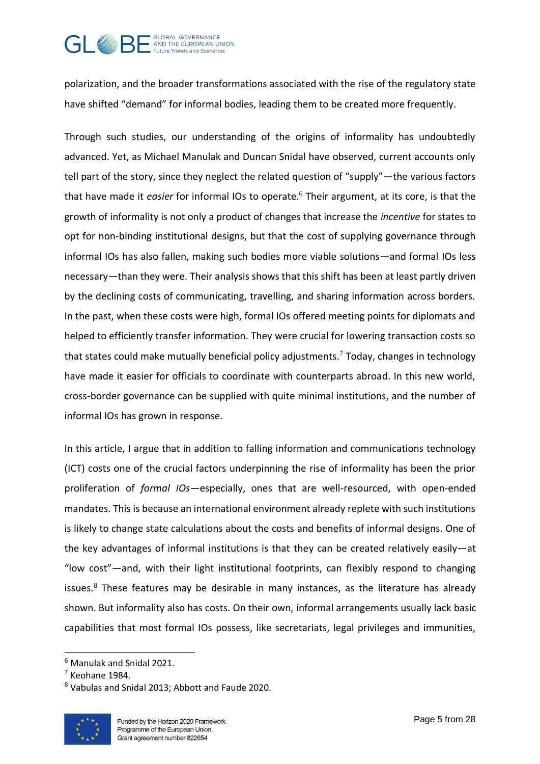polarization, and the broader transformations associated with the rise of the regulatory state have shifted "demand" for informal bodies, leading them to be created more frequently.

Through such studies, our understanding of the origins of informality has undoubtedly advanced. Yet, as Michael Manulak and Duncan Snidal have observed, current accounts only tell part of the story, since they neglect the related question of "supply"—the various factors that have made it *easier* for informal IOs to operate.[6] Their argument, at its core, is that the growth of informality is not only a product of changes that increase the *incentive* for states to opt for non-binding institutional designs, but that the cost of supplying governance through informal IOs has also fallen, making such bodies more viable solutions—and formal IOs less necessary—than they were. Their analysis shows that this shift has been at least partly driven by the declining costs of communicating, travelling, and sharing information across borders. In the past, when these costs were high, formal IOs offered meeting points for diplomats and helped to efficiently transfer information. They were crucial for lowering transaction costs so that states could make mutually beneficial policy adjustments.[7] Today, changes in technology have made it easier for officials to coordinate with counterparts abroad. In this new world, cross-border governance can be supplied with quite minimal institutions, and the number of informal IOs has grown in response.

In this article, I argue that in addition to falling information and communications technology (ICT) costs one of the crucial factors underpinning the rise of informality has been the prior proliferation of *formal IOs*—especially, ones that are well-resourced, with open-ended mandates. This is because an international environment already replete with such institutions is likely to change state calculations about the costs and benefits of informal designs. One of the key advantages of informal institutions is that they can be created relatively easily—at "low cost"—and, with their light institutional footprints, can flexibly respond to changing issues.[8] These features may be desirable in many instances, as the literature has already shown. But informality also has costs. On their own, informal arrangements usually lack basic capabilities that most formal IOs possess, like secretariats, legal privileges and immunities,

[6] Manulak and Snidal 2021.
[7] Keohane 1984.
[8] Vabulas and Snidal 2013; Abbott and Faude 2020.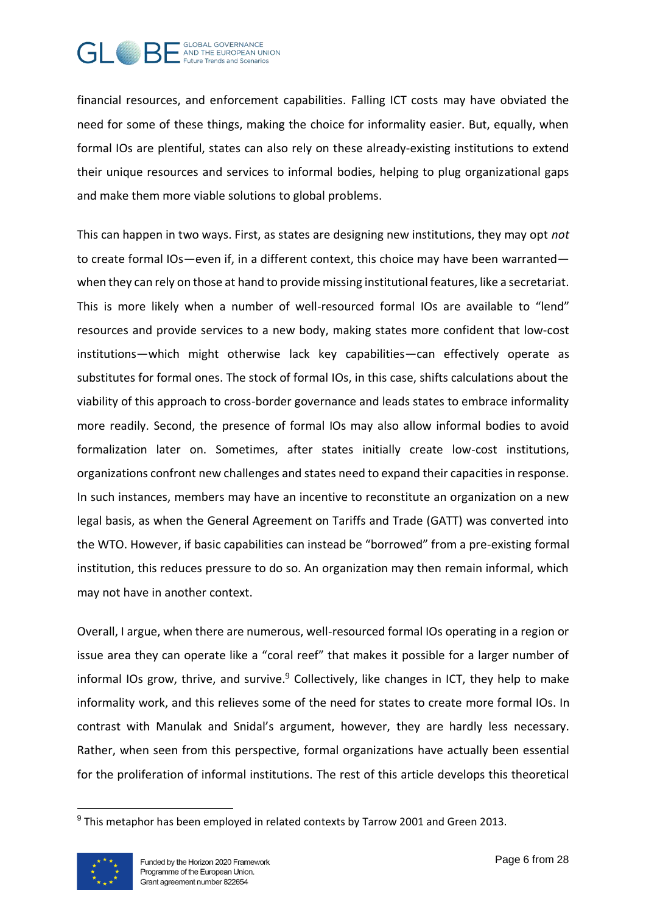financial resources, and enforcement capabilities. Falling ICT costs may have obviated the need for some of these things, making the choice for informality easier. But, equally, when formal IOs are plentiful, states can also rely on these already-existing institutions to extend their unique resources and services to informal bodies, helping to plug organizational gaps and make them more viable solutions to global problems.

This can happen in two ways. First, as states are designing new institutions, they may opt *not* to create formal IOs—even if, in a different context, this choice may have been warranted—when they can rely on those at hand to provide missing institutional features, like a secretariat. This is more likely when a number of well-resourced formal IOs are available to "lend" resources and provide services to a new body, making states more confident that low-cost institutions—which might otherwise lack key capabilities—can effectively operate as substitutes for formal ones. The stock of formal IOs, in this case, shifts calculations about the viability of this approach to cross-border governance and leads states to embrace informality more readily. Second, the presence of formal IOs may also allow informal bodies to avoid formalization later on. Sometimes, after states initially create low-cost institutions, organizations confront new challenges and states need to expand their capacities in response. In such instances, members may have an incentive to reconstitute an organization on a new legal basis, as when the General Agreement on Tariffs and Trade (GATT) was converted into the WTO. However, if basic capabilities can instead be "borrowed" from a pre-existing formal institution, this reduces pressure to do so. An organization may then remain informal, which may not have in another context.

Overall, I argue, when there are numerous, well-resourced formal IOs operating in a region or issue area they can operate like a "coral reef" that makes it possible for a larger number of informal IOs grow, thrive, and survive.[9] Collectively, like changes in ICT, they help to make informality work, and this relieves some of the need for states to create more formal IOs. In contrast with Manulak and Snidal's argument, however, they are hardly less necessary. Rather, when seen from this perspective, formal organizations have actually been essential for the proliferation of informal institutions. The rest of this article develops this theoretical

[9] This metaphor has been employed in related contexts by Tarrow 2001 and Green 2013.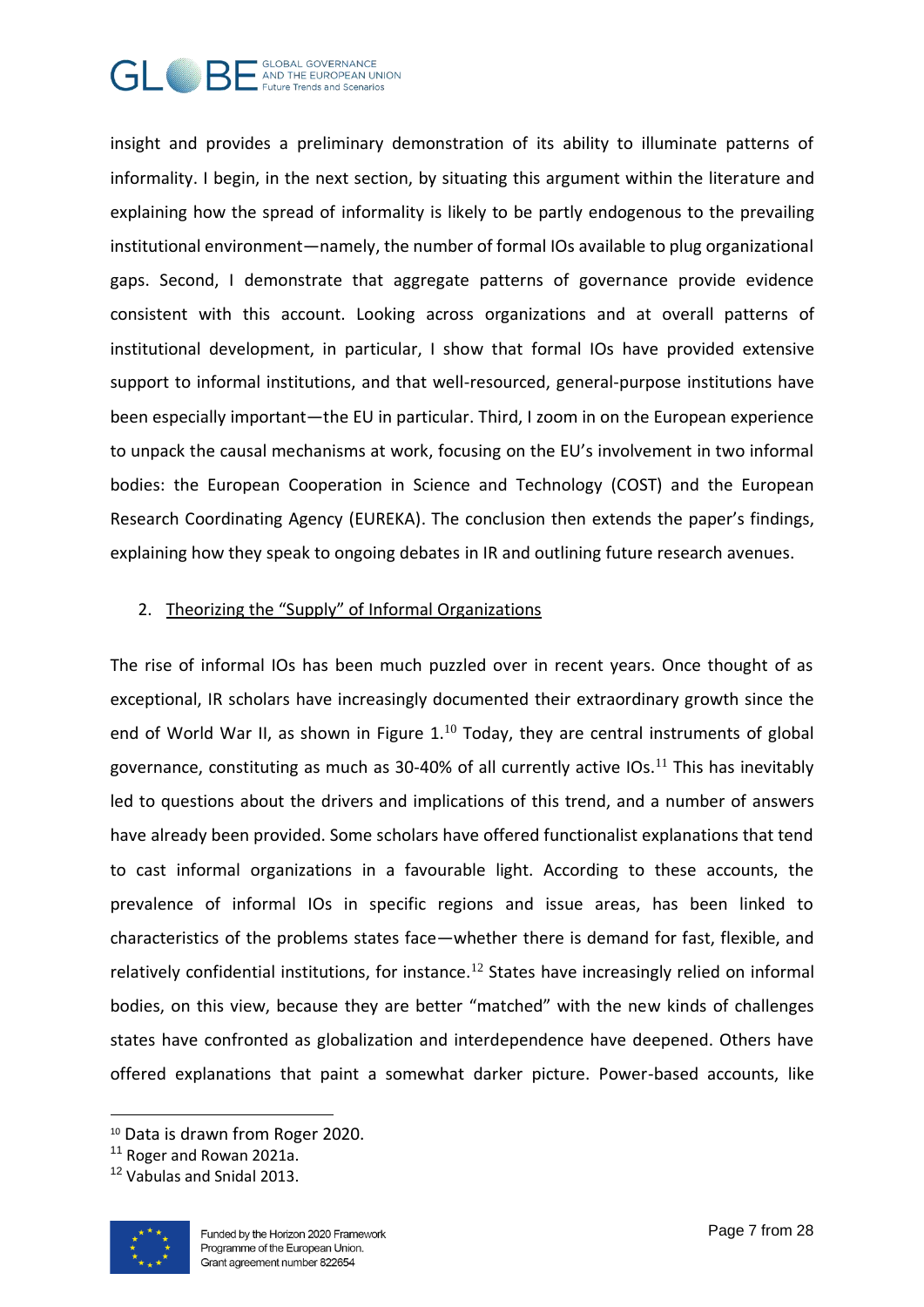insight and provides a preliminary demonstration of its ability to illuminate patterns of informality. I begin, in the next section, by situating this argument within the literature and explaining how the spread of informality is likely to be partly endogenous to the prevailing institutional environment—namely, the number of formal IOs available to plug organizational gaps. Second, I demonstrate that aggregate patterns of governance provide evidence consistent with this account. Looking across organizations and at overall patterns of institutional development, in particular, I show that formal IOs have provided extensive support to informal institutions, and that well-resourced, general-purpose institutions have been especially important—the EU in particular. Third, I zoom in on the European experience to unpack the causal mechanisms at work, focusing on the EU's involvement in two informal bodies: the European Cooperation in Science and Technology (COST) and the European Research Coordinating Agency (EUREKA). The conclusion then extends the paper's findings, explaining how they speak to ongoing debates in IR and outlining future research avenues.

## 2. Theorizing the "Supply" of Informal Organizations

The rise of informal IOs has been much puzzled over in recent years. Once thought of as exceptional, IR scholars have increasingly documented their extraordinary growth since the end of World War II, as shown in Figure 1.[10] Today, they are central instruments of global governance, constituting as much as 30-40% of all currently active IOs.[11] This has inevitably led to questions about the drivers and implications of this trend, and a number of answers have already been provided. Some scholars have offered functionalist explanations that tend to cast informal organizations in a favourable light. According to these accounts, the prevalence of informal IOs in specific regions and issue areas, has been linked to characteristics of the problems states face—whether there is demand for fast, flexible, and relatively confidential institutions, for instance.[12] States have increasingly relied on informal bodies, on this view, because they are better "matched" with the new kinds of challenges states have confronted as globalization and interdependence have deepened. Others have offered explanations that paint a somewhat darker picture. Power-based accounts, like

[10] Data is drawn from Roger 2020.

[11] Roger and Rowan 2021a.

[12] Vabulas and Snidal 2013.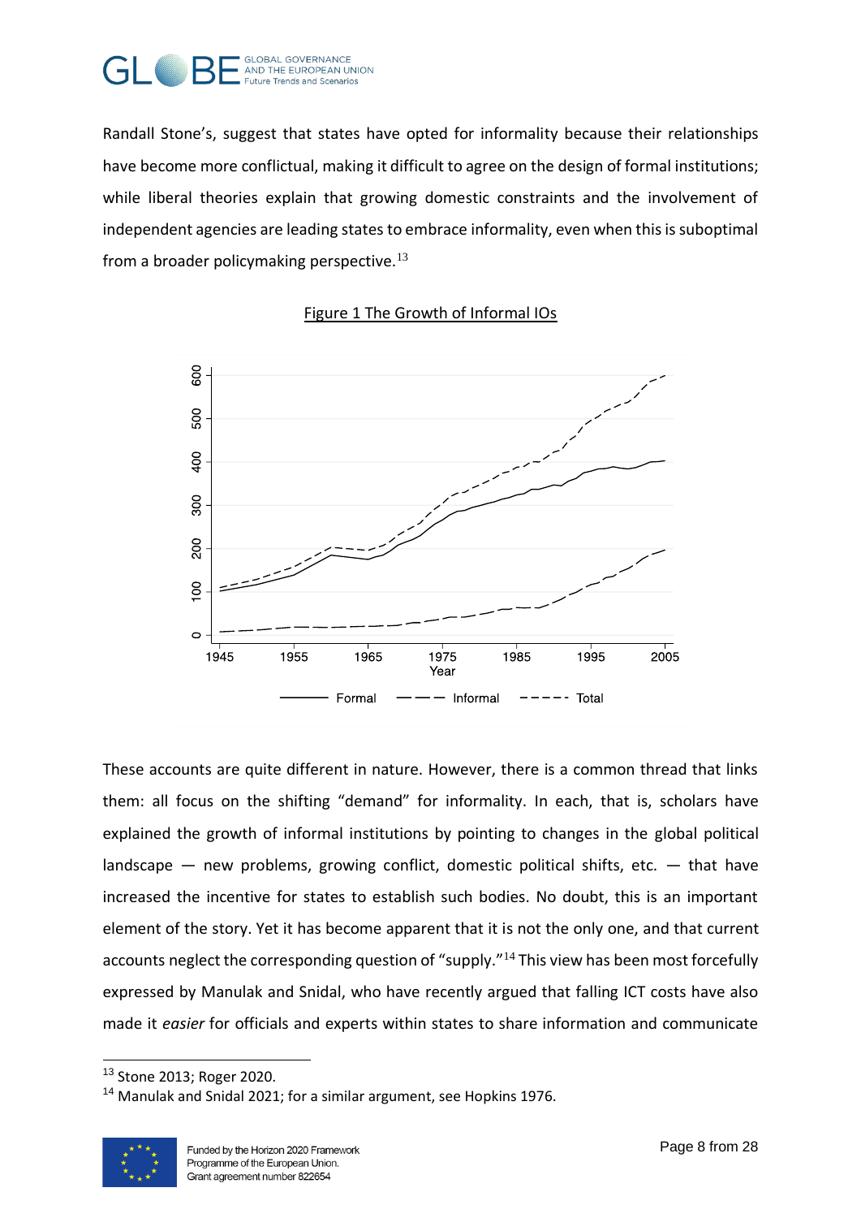Randall Stone's, suggest that states have opted for informality because their relationships have become more conflictual, making it difficult to agree on the design of formal institutions; while liberal theories explain that growing domestic constraints and the involvement of independent agencies are leading states to embrace informality, even when this is suboptimal from a broader policymaking perspective.[13]

Figure 1 The Growth of Informal IOs

These accounts are quite different in nature. However, there is a common thread that links them: all focus on the shifting "demand" for informality. In each, that is, scholars have explained the growth of informal institutions by pointing to changes in the global political landscape — new problems, growing conflict, domestic political shifts, etc. — that have increased the incentive for states to establish such bodies. No doubt, this is an important element of the story. Yet it has become apparent that it is not the only one, and that current accounts neglect the corresponding question of "supply."[14] This view has been most forcefully expressed by Manulak and Snidal, who have recently argued that falling ICT costs have also made it *easier* for officials and experts within states to share information and communicate

[13] Stone 2013; Roger 2020.

[14] Manulak and Snidal 2021; for a similar argument, see Hopkins 1976.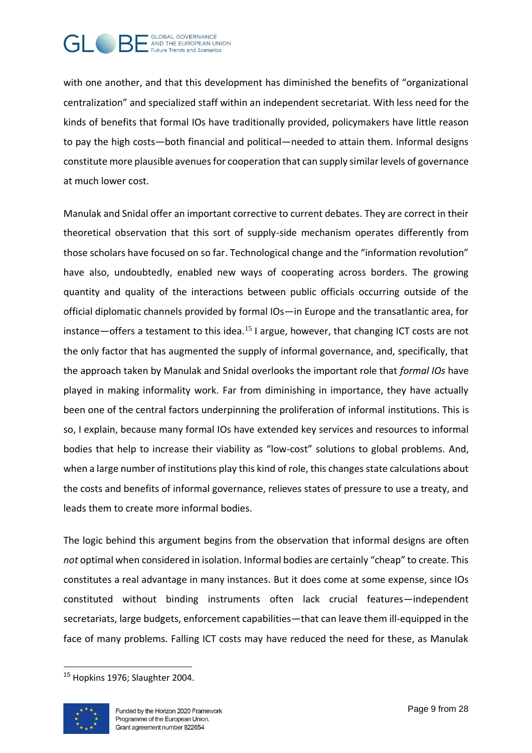with one another, and that this development has diminished the benefits of "organizational centralization" and specialized staff within an independent secretariat. With less need for the kinds of benefits that formal IOs have traditionally provided, policymakers have little reason to pay the high costs—both financial and political—needed to attain them. Informal designs constitute more plausible avenues for cooperation that can supply similar levels of governance at much lower cost.

Manulak and Snidal offer an important corrective to current debates. They are correct in their theoretical observation that this sort of supply-side mechanism operates differently from those scholars have focused on so far. Technological change and the "information revolution" have also, undoubtedly, enabled new ways of cooperating across borders. The growing quantity and quality of the interactions between public officials occurring outside of the official diplomatic channels provided by formal IOs—in Europe and the transatlantic area, for instance—offers a testament to this idea.[15] I argue, however, that changing ICT costs are not the only factor that has augmented the supply of informal governance, and, specifically, that the approach taken by Manulak and Snidal overlooks the important role that *formal IOs* have played in making informality work. Far from diminishing in importance, they have actually been one of the central factors underpinning the proliferation of informal institutions. This is so, I explain, because many formal IOs have extended key services and resources to informal bodies that help to increase their viability as "low-cost" solutions to global problems. And, when a large number of institutions play this kind of role, this changes state calculations about the costs and benefits of informal governance, relieves states of pressure to use a treaty, and leads them to create more informal bodies.

The logic behind this argument begins from the observation that informal designs are often *not* optimal when considered in isolation. Informal bodies are certainly "cheap" to create. This constitutes a real advantage in many instances. But it does come at some expense, since IOs constituted without binding instruments often lack crucial features—independent secretariats, large budgets, enforcement capabilities—that can leave them ill-equipped in the face of many problems. Falling ICT costs may have reduced the need for these, as Manulak

[15] Hopkins 1976; Slaughter 2004.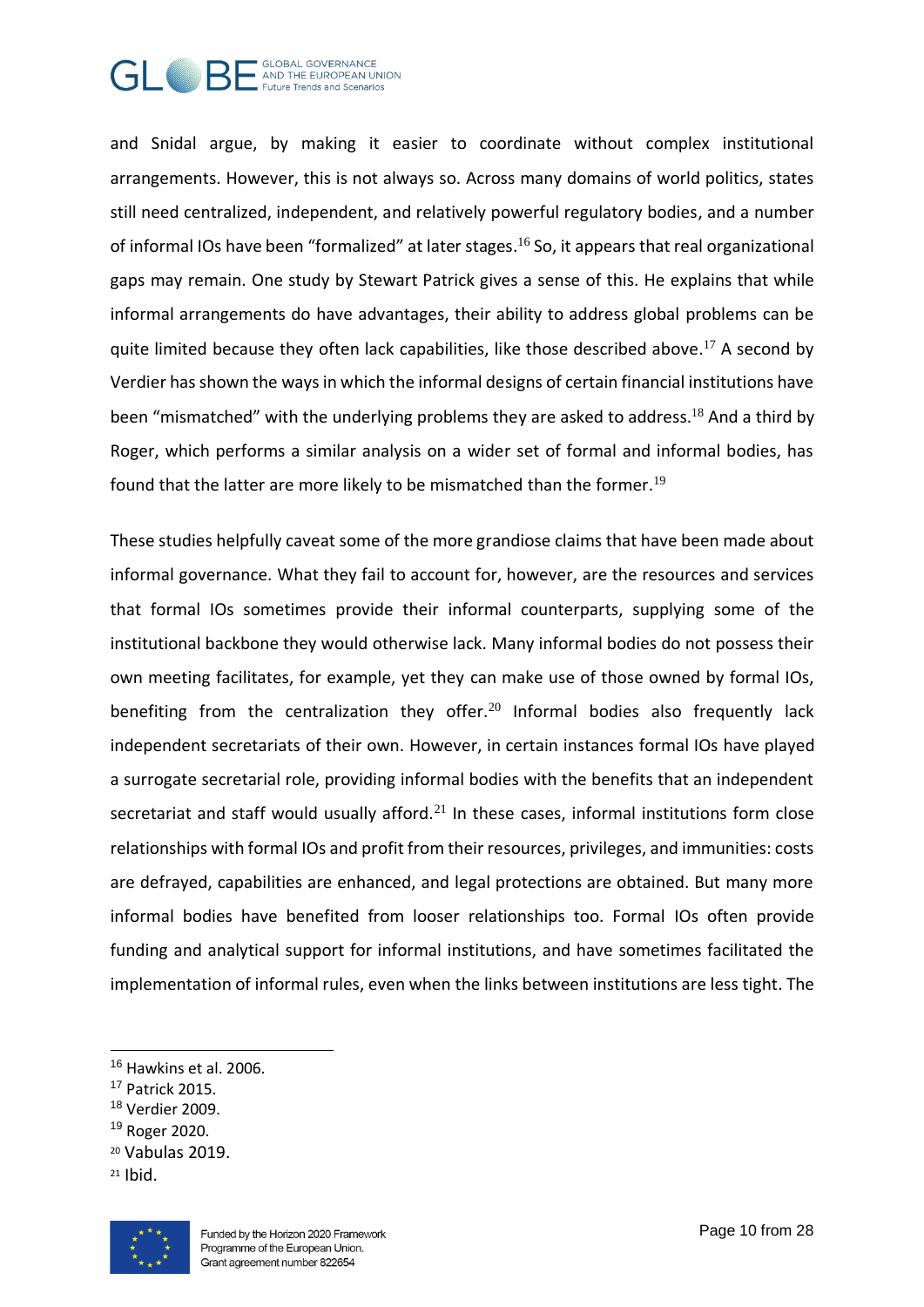and Snidal argue, by making it easier to coordinate without complex institutional arrangements. However, this is not always so. Across many domains of world politics, states still need centralized, independent, and relatively powerful regulatory bodies, and a number of informal IOs have been "formalized" at later stages.[16] So, it appears that real organizational gaps may remain. One study by Stewart Patrick gives a sense of this. He explains that while informal arrangements do have advantages, their ability to address global problems can be quite limited because they often lack capabilities, like those described above.[17] A second by Verdier has shown the ways in which the informal designs of certain financial institutions have been "mismatched" with the underlying problems they are asked to address.[18] And a third by Roger, which performs a similar analysis on a wider set of formal and informal bodies, has found that the latter are more likely to be mismatched than the former.[19]

These studies helpfully caveat some of the more grandiose claims that have been made about informal governance. What they fail to account for, however, are the resources and services that formal IOs sometimes provide their informal counterparts, supplying some of the institutional backbone they would otherwise lack. Many informal bodies do not possess their own meeting facilitates, for example, yet they can make use of those owned by formal IOs, benefiting from the centralization they offer.[20] Informal bodies also frequently lack independent secretariats of their own. However, in certain instances formal IOs have played a surrogate secretarial role, providing informal bodies with the benefits that an independent secretariat and staff would usually afford.[21] In these cases, informal institutions form close relationships with formal IOs and profit from their resources, privileges, and immunities: costs are defrayed, capabilities are enhanced, and legal protections are obtained. But many more informal bodies have benefited from looser relationships too. Formal IOs often provide funding and analytical support for informal institutions, and have sometimes facilitated the implementation of informal rules, even when the links between institutions are less tight. The

[16] Hawkins et al. 2006.
[17] Patrick 2015.
[18] Verdier 2009.
[19] Roger 2020.
[20] Vabulas 2019.
[21] Ibid.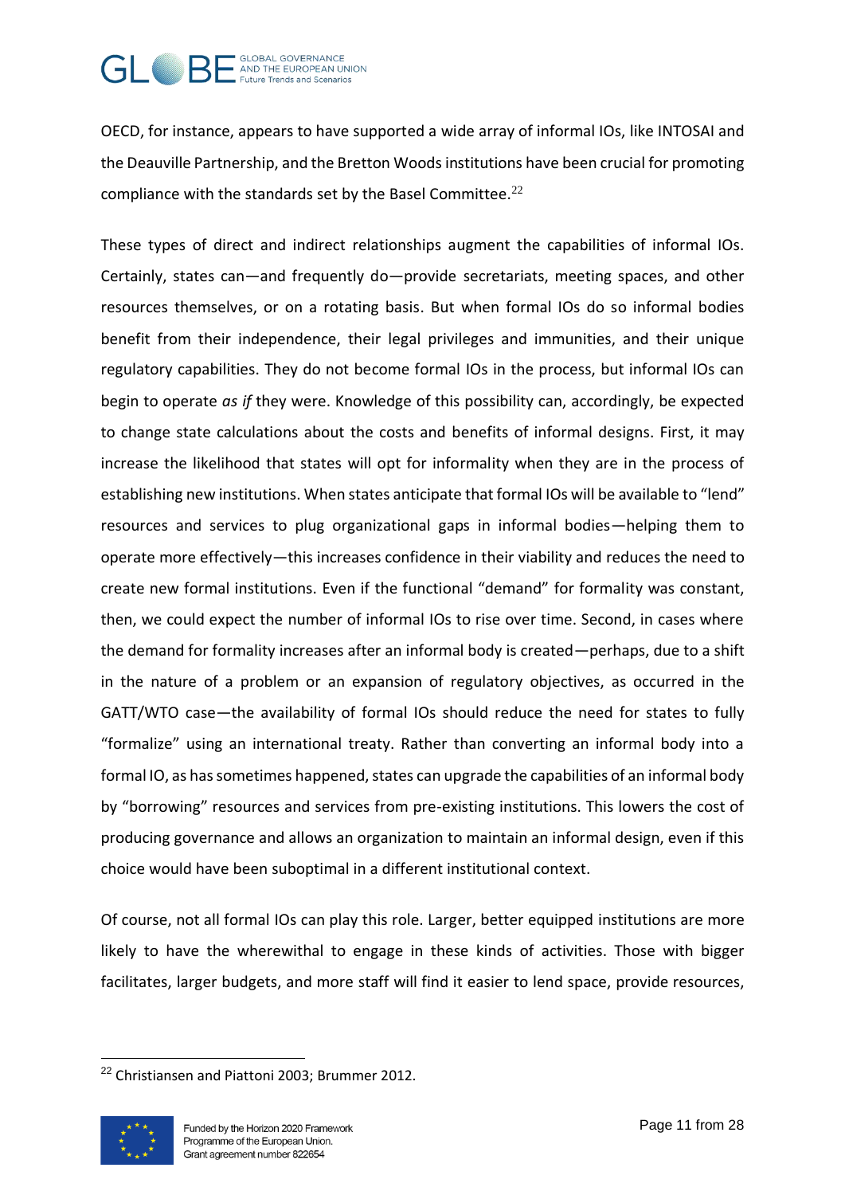OECD, for instance, appears to have supported a wide array of informal IOs, like INTOSAI and the Deauville Partnership, and the Bretton Woods institutions have been crucial for promoting compliance with the standards set by the Basel Committee.[22]

These types of direct and indirect relationships augment the capabilities of informal IOs. Certainly, states can—and frequently do—provide secretariats, meeting spaces, and other resources themselves, or on a rotating basis. But when formal IOs do so informal bodies benefit from their independence, their legal privileges and immunities, and their unique regulatory capabilities. They do not become formal IOs in the process, but informal IOs can begin to operate *as if* they were. Knowledge of this possibility can, accordingly, be expected to change state calculations about the costs and benefits of informal designs. First, it may increase the likelihood that states will opt for informality when they are in the process of establishing new institutions. When states anticipate that formal IOs will be available to "lend" resources and services to plug organizational gaps in informal bodies—helping them to operate more effectively—this increases confidence in their viability and reduces the need to create new formal institutions. Even if the functional "demand" for formality was constant, then, we could expect the number of informal IOs to rise over time. Second, in cases where the demand for formality increases after an informal body is created—perhaps, due to a shift in the nature of a problem or an expansion of regulatory objectives, as occurred in the GATT/WTO case—the availability of formal IOs should reduce the need for states to fully "formalize" using an international treaty. Rather than converting an informal body into a formal IO, as has sometimes happened, states can upgrade the capabilities of an informal body by "borrowing" resources and services from pre-existing institutions. This lowers the cost of producing governance and allows an organization to maintain an informal design, even if this choice would have been suboptimal in a different institutional context.

Of course, not all formal IOs can play this role. Larger, better equipped institutions are more likely to have the wherewithal to engage in these kinds of activities. Those with bigger facilitates, larger budgets, and more staff will find it easier to lend space, provide resources,

---

[22] Christiansen and Piattoni 2003; Brummer 2012.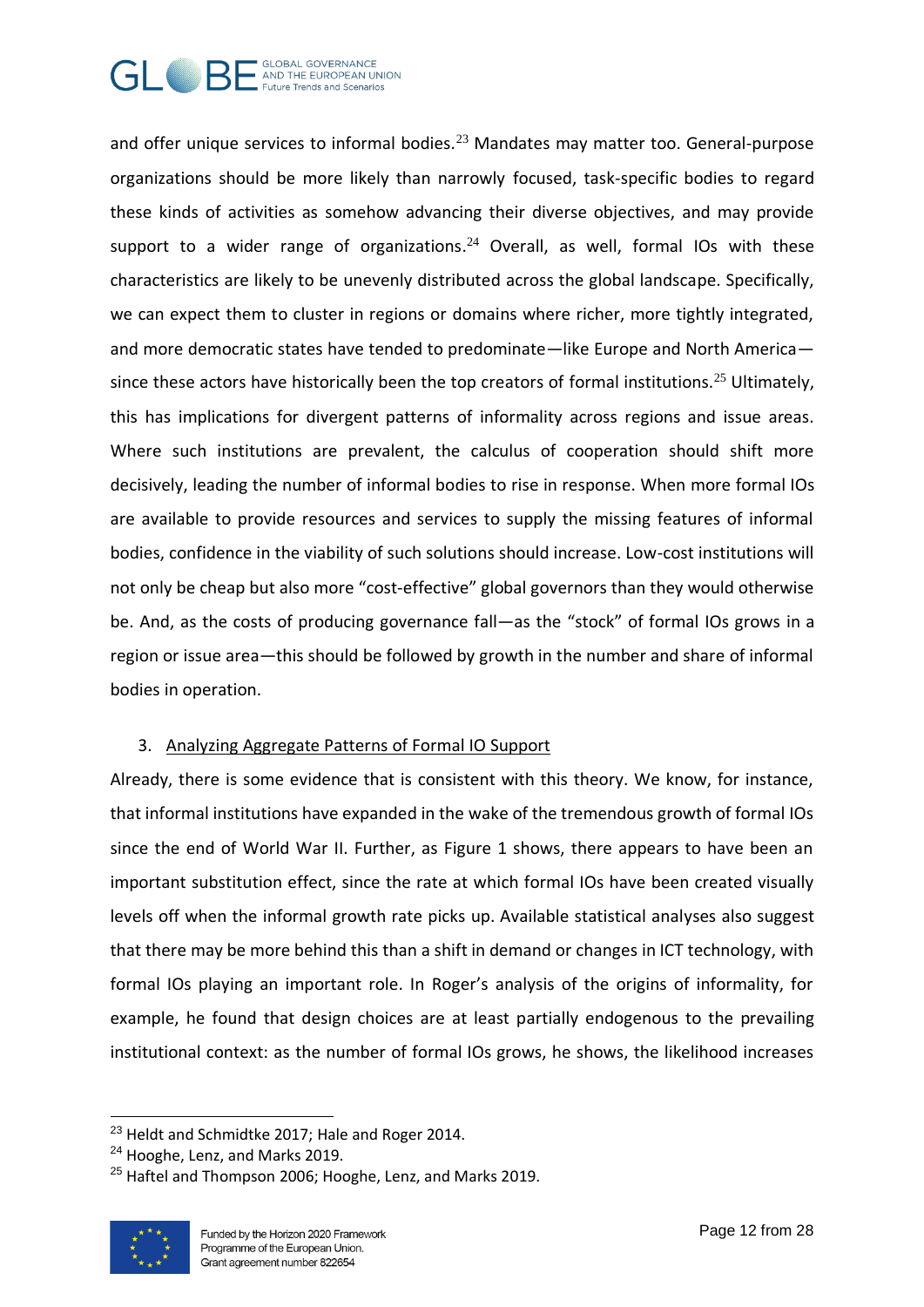and offer unique services to informal bodies.[23] Mandates may matter too. General-purpose organizations should be more likely than narrowly focused, task-specific bodies to regard these kinds of activities as somehow advancing their diverse objectives, and may provide support to a wider range of organizations.[24] Overall, as well, formal IOs with these characteristics are likely to be unevenly distributed across the global landscape. Specifically, we can expect them to cluster in regions or domains where richer, more tightly integrated, and more democratic states have tended to predominate—like Europe and North America—since these actors have historically been the top creators of formal institutions.[25] Ultimately, this has implications for divergent patterns of informality across regions and issue areas. Where such institutions are prevalent, the calculus of cooperation should shift more decisively, leading the number of informal bodies to rise in response. When more formal IOs are available to provide resources and services to supply the missing features of informal bodies, confidence in the viability of such solutions should increase. Low-cost institutions will not only be cheap but also more "cost-effective" global governors than they would otherwise be. And, as the costs of producing governance fall—as the "stock" of formal IOs grows in a region or issue area—this should be followed by growth in the number and share of informal bodies in operation.

## 3. Analyzing Aggregate Patterns of Formal IO Support

Already, there is some evidence that is consistent with this theory. We know, for instance, that informal institutions have expanded in the wake of the tremendous growth of formal IOs since the end of World War II. Further, as Figure 1 shows, there appears to have been an important substitution effect, since the rate at which formal IOs have been created visually levels off when the informal growth rate picks up. Available statistical analyses also suggest that there may be more behind this than a shift in demand or changes in ICT technology, with formal IOs playing an important role. In Roger's analysis of the origins of informality, for example, he found that design choices are at least partially endogenous to the prevailing institutional context: as the number of formal IOs grows, he shows, the likelihood increases

---

[23] Heldt and Schmidtke 2017; Hale and Roger 2014.

[24] Hooghe, Lenz, and Marks 2019.

[25] Haftel and Thompson 2006; Hooghe, Lenz, and Marks 2019.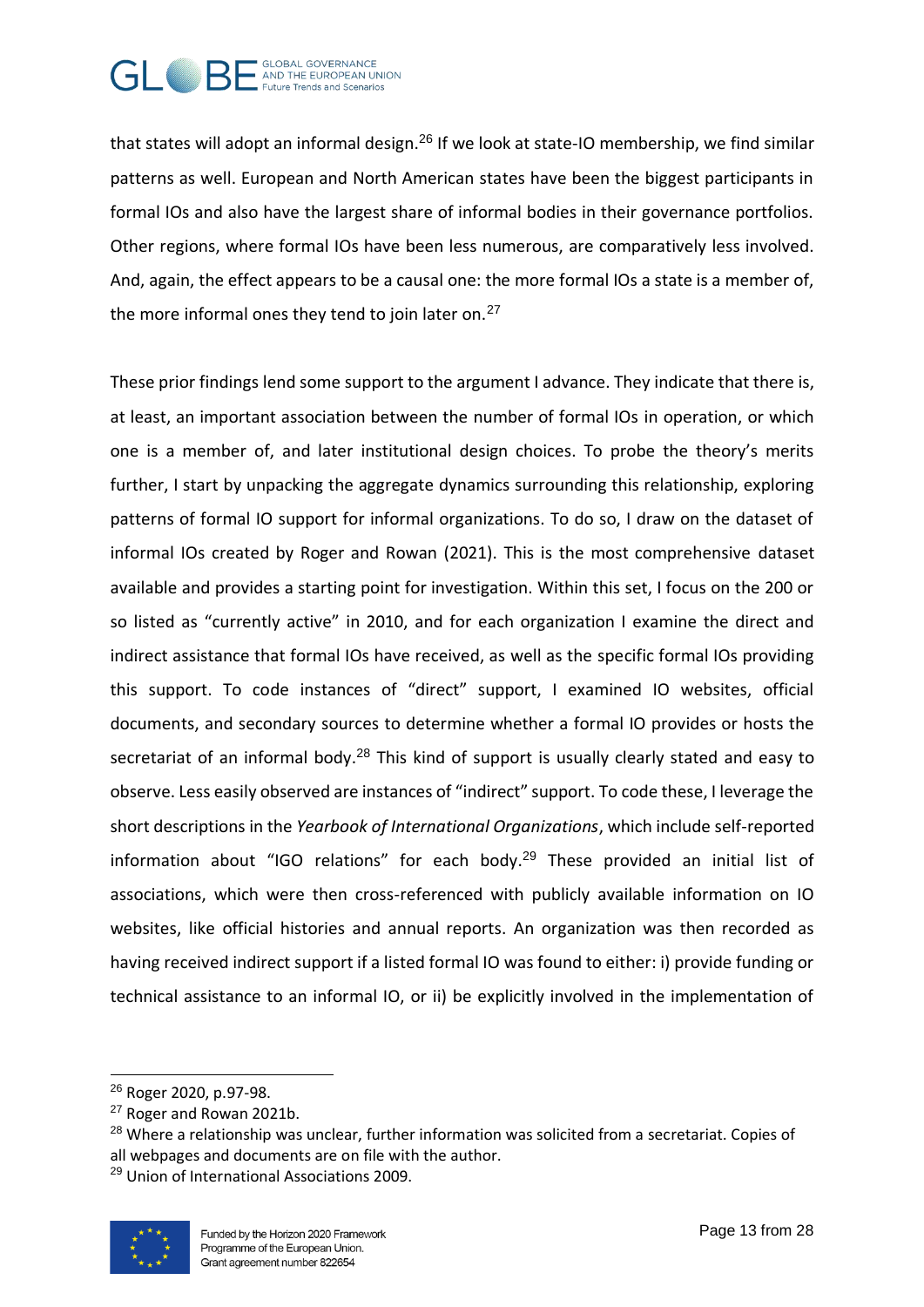that states will adopt an informal design.[26] If we look at state-IO membership, we find similar patterns as well. European and North American states have been the biggest participants in formal IOs and also have the largest share of informal bodies in their governance portfolios. Other regions, where formal IOs have been less numerous, are comparatively less involved. And, again, the effect appears to be a causal one: the more formal IOs a state is a member of, the more informal ones they tend to join later on.[27]

These prior findings lend some support to the argument I advance. They indicate that there is, at least, an important association between the number of formal IOs in operation, or which one is a member of, and later institutional design choices. To probe the theory's merits further, I start by unpacking the aggregate dynamics surrounding this relationship, exploring patterns of formal IO support for informal organizations. To do so, I draw on the dataset of informal IOs created by Roger and Rowan (2021). This is the most comprehensive dataset available and provides a starting point for investigation. Within this set, I focus on the 200 or so listed as "currently active" in 2010, and for each organization I examine the direct and indirect assistance that formal IOs have received, as well as the specific formal IOs providing this support. To code instances of "direct" support, I examined IO websites, official documents, and secondary sources to determine whether a formal IO provides or hosts the secretariat of an informal body.[28] This kind of support is usually clearly stated and easy to observe. Less easily observed are instances of "indirect" support. To code these, I leverage the short descriptions in the *Yearbook of International Organizations*, which include self-reported information about "IGO relations" for each body.[29] These provided an initial list of associations, which were then cross-referenced with publicly available information on IO websites, like official histories and annual reports. An organization was then recorded as having received indirect support if a listed formal IO was found to either: i) provide funding or technical assistance to an informal IO, or ii) be explicitly involved in the implementation of

---

[26] Roger 2020, p.97-98.

[27] Roger and Rowan 2021b.

[28] Where a relationship was unclear, further information was solicited from a secretariat. Copies of all webpages and documents are on file with the author.

[29] Union of International Associations 2009.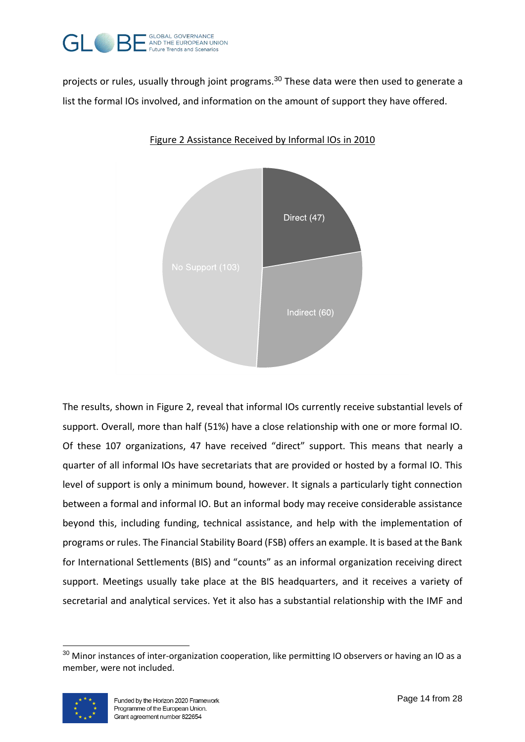projects or rules, usually through joint programs.[30] These data were then used to generate a list the formal IOs involved, and information on the amount of support they have offered.

Figure 2 Assistance Received by Informal IOs in 2010

The results, shown in Figure 2, reveal that informal IOs currently receive substantial levels of support. Overall, more than half (51%) have a close relationship with one or more formal IO. Of these 107 organizations, 47 have received "direct" support. This means that nearly a quarter of all informal IOs have secretariats that are provided or hosted by a formal IO. This level of support is only a minimum bound, however. It signals a particularly tight connection between a formal and informal IO. But an informal body may receive considerable assistance beyond this, including funding, technical assistance, and help with the implementation of programs or rules. The Financial Stability Board (FSB) offers an example. It is based at the Bank for International Settlements (BIS) and "counts" as an informal organization receiving direct support. Meetings usually take place at the BIS headquarters, and it receives a variety of secretarial and analytical services. Yet it also has a substantial relationship with the IMF and

[30] Minor instances of inter-organization cooperation, like permitting IO observers or having an IO as a member, were not included.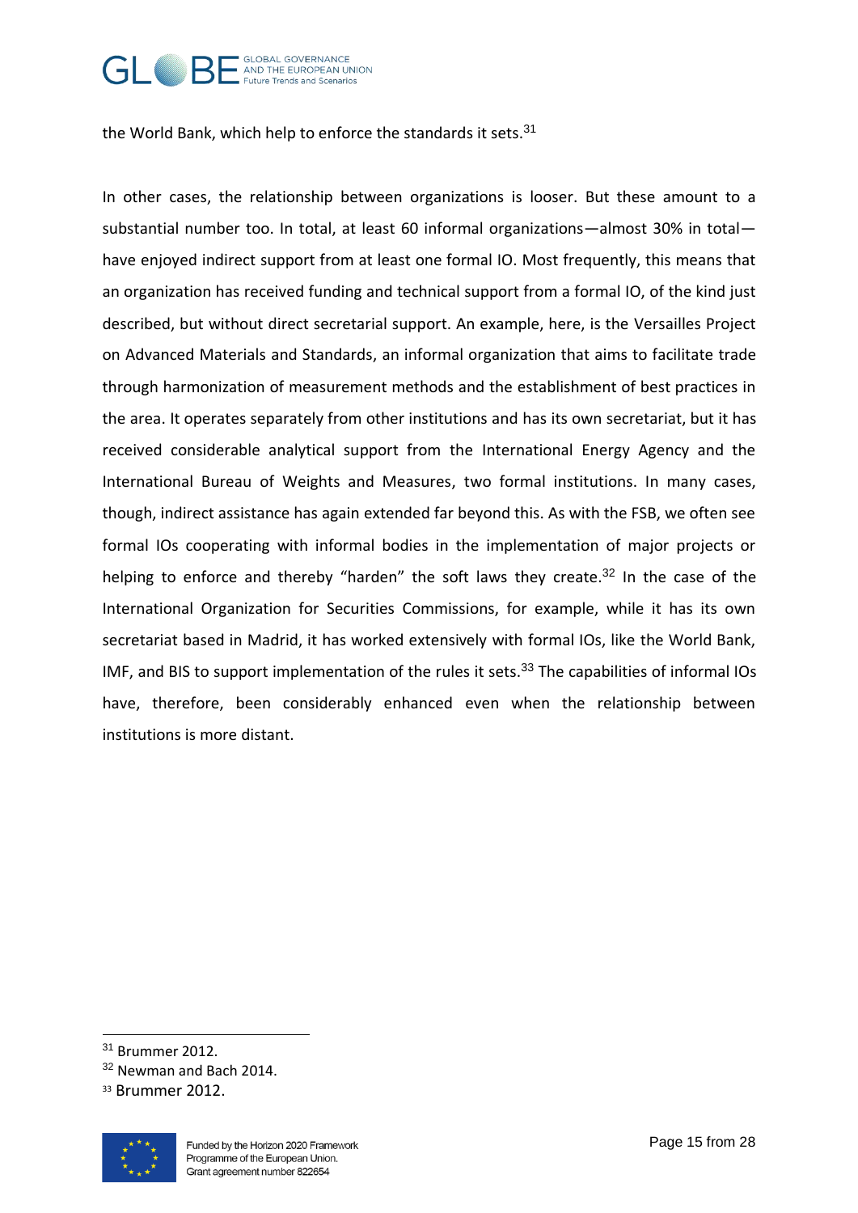the World Bank, which help to enforce the standards it sets.[31]

In other cases, the relationship between organizations is looser. But these amount to a substantial number too. In total, at least 60 informal organizations—almost 30% in total—have enjoyed indirect support from at least one formal IO. Most frequently, this means that an organization has received funding and technical support from a formal IO, of the kind just described, but without direct secretarial support. An example, here, is the Versailles Project on Advanced Materials and Standards, an informal organization that aims to facilitate trade through harmonization of measurement methods and the establishment of best practices in the area. It operates separately from other institutions and has its own secretariat, but it has received considerable analytical support from the International Energy Agency and the International Bureau of Weights and Measures, two formal institutions. In many cases, though, indirect assistance has again extended far beyond this. As with the FSB, we often see formal IOs cooperating with informal bodies in the implementation of major projects or helping to enforce and thereby "harden" the soft laws they create.[32] In the case of the International Organization for Securities Commissions, for example, while it has its own secretariat based in Madrid, it has worked extensively with formal IOs, like the World Bank, IMF, and BIS to support implementation of the rules it sets.[33] The capabilities of informal IOs have, therefore, been considerably enhanced even when the relationship between institutions is more distant.

---

[31] Brummer 2012.

[32] Newman and Bach 2014.

[33] Brummer 2012.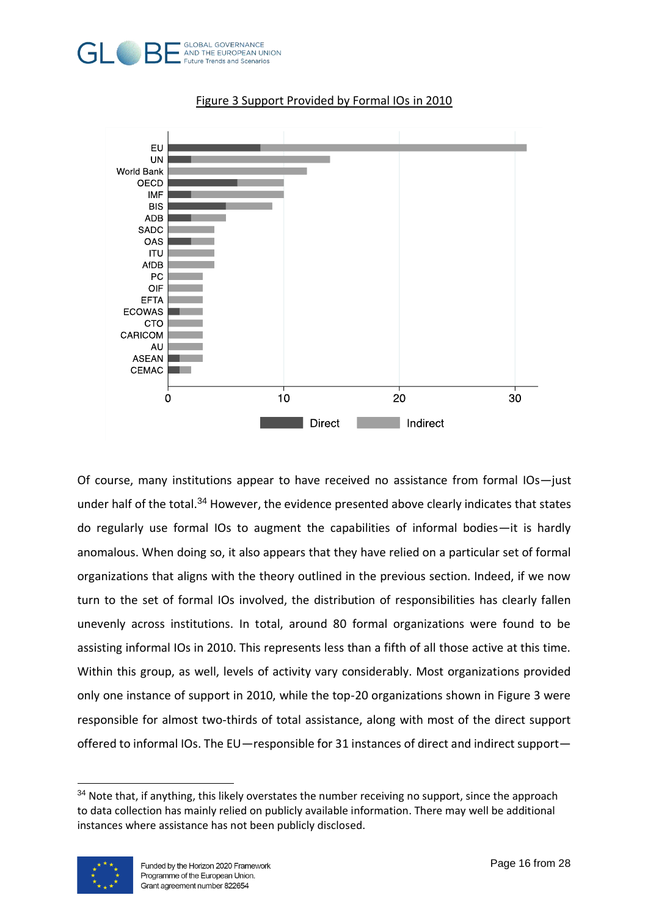Figure 3 Support Provided by Formal IOs in 2010

Of course, many institutions appear to have received no assistance from formal IOs—just under half of the total.[34] However, the evidence presented above clearly indicates that states do regularly use formal IOs to augment the capabilities of informal bodies—it is hardly anomalous. When doing so, it also appears that they have relied on a particular set of formal organizations that aligns with the theory outlined in the previous section. Indeed, if we now turn to the set of formal IOs involved, the distribution of responsibilities has clearly fallen unevenly across institutions. In total, around 80 formal organizations were found to be assisting informal IOs in 2010. This represents less than a fifth of all those active at this time. Within this group, as well, levels of activity vary considerably. Most organizations provided only one instance of support in 2010, while the top-20 organizations shown in Figure 3 were responsible for almost two-thirds of total assistance, along with most of the direct support offered to informal IOs. The EU—responsible for 31 instances of direct and indirect support—

[34] Note that, if anything, this likely overstates the number receiving no support, since the approach to data collection has mainly relied on publicly available information. There may well be additional instances where assistance has not been publicly disclosed.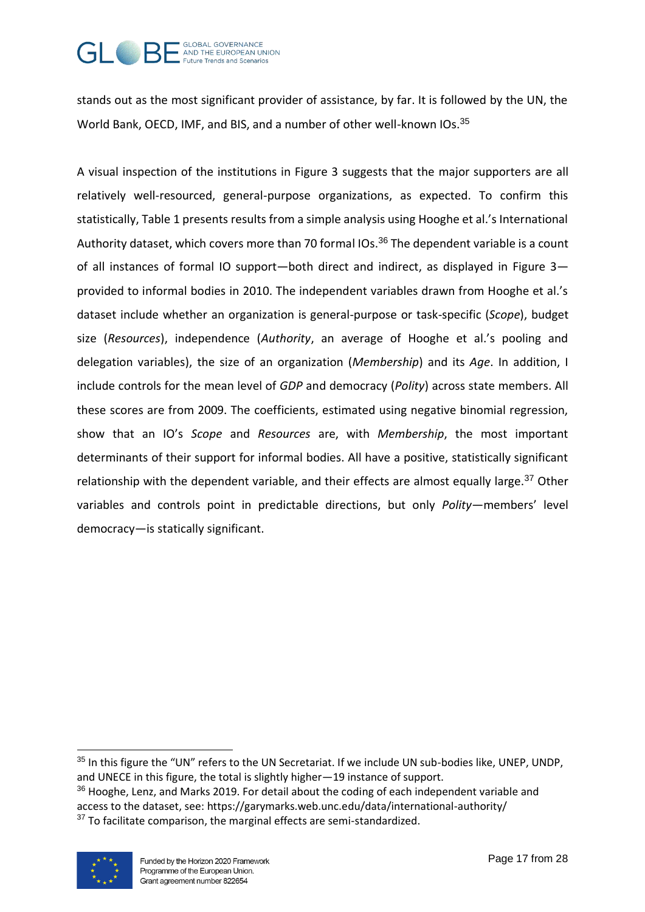stands out as the most significant provider of assistance, by far. It is followed by the UN, the World Bank, OECD, IMF, and BIS, and a number of other well-known IOs.[35]

A visual inspection of the institutions in Figure 3 suggests that the major supporters are all relatively well-resourced, general-purpose organizations, as expected. To confirm this statistically, Table 1 presents results from a simple analysis using Hooghe et al.'s International Authority dataset, which covers more than 70 formal IOs.[36] The dependent variable is a count of all instances of formal IO support—both direct and indirect, as displayed in Figure 3—provided to informal bodies in 2010. The independent variables drawn from Hooghe et al.'s dataset include whether an organization is general-purpose or task-specific (*Scope*), budget size (*Resources*), independence (*Authority*, an average of Hooghe et al.'s pooling and delegation variables), the size of an organization (*Membership*) and its *Age*. In addition, I include controls for the mean level of *GDP* and democracy (*Polity*) across state members. All these scores are from 2009. The coefficients, estimated using negative binomial regression, show that an IO's *Scope* and *Resources* are, with *Membership*, the most important determinants of their support for informal bodies. All have a positive, statistically significant relationship with the dependent variable, and their effects are almost equally large.[37] Other variables and controls point in predictable directions, but only *Polity*—members' level democracy—is statically significant.

---

[35] In this figure the "UN" refers to the UN Secretariat. If we include UN sub-bodies like, UNEP, UNDP, and UNECE in this figure, the total is slightly higher—19 instance of support.

[36] Hooghe, Lenz, and Marks 2019. For detail about the coding of each independent variable and access to the dataset, see: https://garymarks.web.unc.edu/data/international-authority/

[37] To facilitate comparison, the marginal effects are semi-standardized.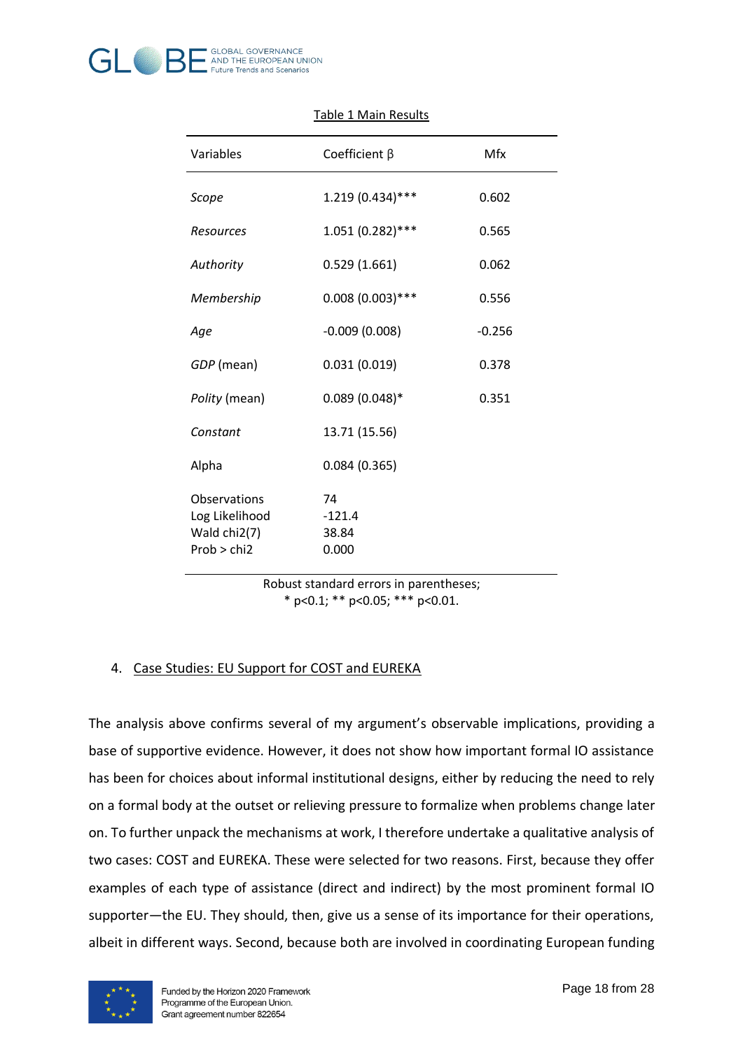Table 1 Main Results

| Variables | Coefficient β | Mfx |
|---|---|---|
| *Scope* | 1.219 (0.434)*** | 0.602 |
| *Resources* | 1.051 (0.282)*** | 0.565 |
| *Authority* | 0.529 (1.661) | 0.062 |
| *Membership* | 0.008 (0.003)*** | 0.556 |
| *Age* | -0.009 (0.008) | -0.256 |
| *GDP* (mean) | 0.031 (0.019) | 0.378 |
| *Polity* (mean) | 0.089 (0.048)* | 0.351 |
| *Constant* | 13.71 (15.56) | |
| Alpha | 0.084 (0.365) | |
| Observations | 74 | |
| Log Likelihood | -121.4 | |
| Wald chi2(7) | 38.84 | |
| Prob > chi2 | 0.000 | |

Robust standard errors in parentheses;
* p<0.1; ** p<0.05; *** p<0.01.

## 4. Case Studies: EU Support for COST and EUREKA

The analysis above confirms several of my argument's observable implications, providing a base of supportive evidence. However, it does not show how important formal IO assistance has been for choices about informal institutional designs, either by reducing the need to rely on a formal body at the outset or relieving pressure to formalize when problems change later on. To further unpack the mechanisms at work, I therefore undertake a qualitative analysis of two cases: COST and EUREKA. These were selected for two reasons. First, because they offer examples of each type of assistance (direct and indirect) by the most prominent formal IO supporter—the EU. They should, then, give us a sense of its importance for their operations, albeit in different ways. Second, because both are involved in coordinating European funding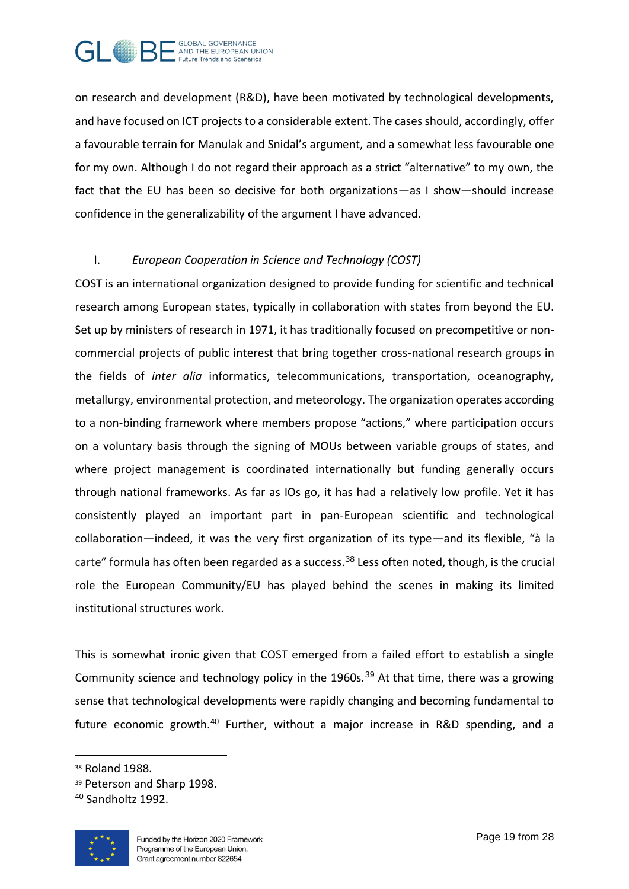on research and development (R&D), have been motivated by technological developments, and have focused on ICT projects to a considerable extent. The cases should, accordingly, offer a favourable terrain for Manulak and Snidal's argument, and a somewhat less favourable one for my own. Although I do not regard their approach as a strict "alternative" to my own, the fact that the EU has been so decisive for both organizations—as I show—should increase confidence in the generalizability of the argument I have advanced.

### I. *European Cooperation in Science and Technology (COST)*

COST is an international organization designed to provide funding for scientific and technical research among European states, typically in collaboration with states from beyond the EU. Set up by ministers of research in 1971, it has traditionally focused on precompetitive or non-commercial projects of public interest that bring together cross-national research groups in the fields of *inter alia* informatics, telecommunications, transportation, oceanography, metallurgy, environmental protection, and meteorology. The organization operates according to a non-binding framework where members propose "actions," where participation occurs on a voluntary basis through the signing of MOUs between variable groups of states, and where project management is coordinated internationally but funding generally occurs through national frameworks. As far as IOs go, it has had a relatively low profile. Yet it has consistently played an important part in pan-European scientific and technological collaboration—indeed, it was the very first organization of its type—and its flexible, "à la carte" formula has often been regarded as a success.[38] Less often noted, though, is the crucial role the European Community/EU has played behind the scenes in making its limited institutional structures work.

This is somewhat ironic given that COST emerged from a failed effort to establish a single Community science and technology policy in the 1960s.[39] At that time, there was a growing sense that technological developments were rapidly changing and becoming fundamental to future economic growth.[40] Further, without a major increase in R&D spending, and a

[38] Roland 1988.

[39] Peterson and Sharp 1998.

[40] Sandholtz 1992.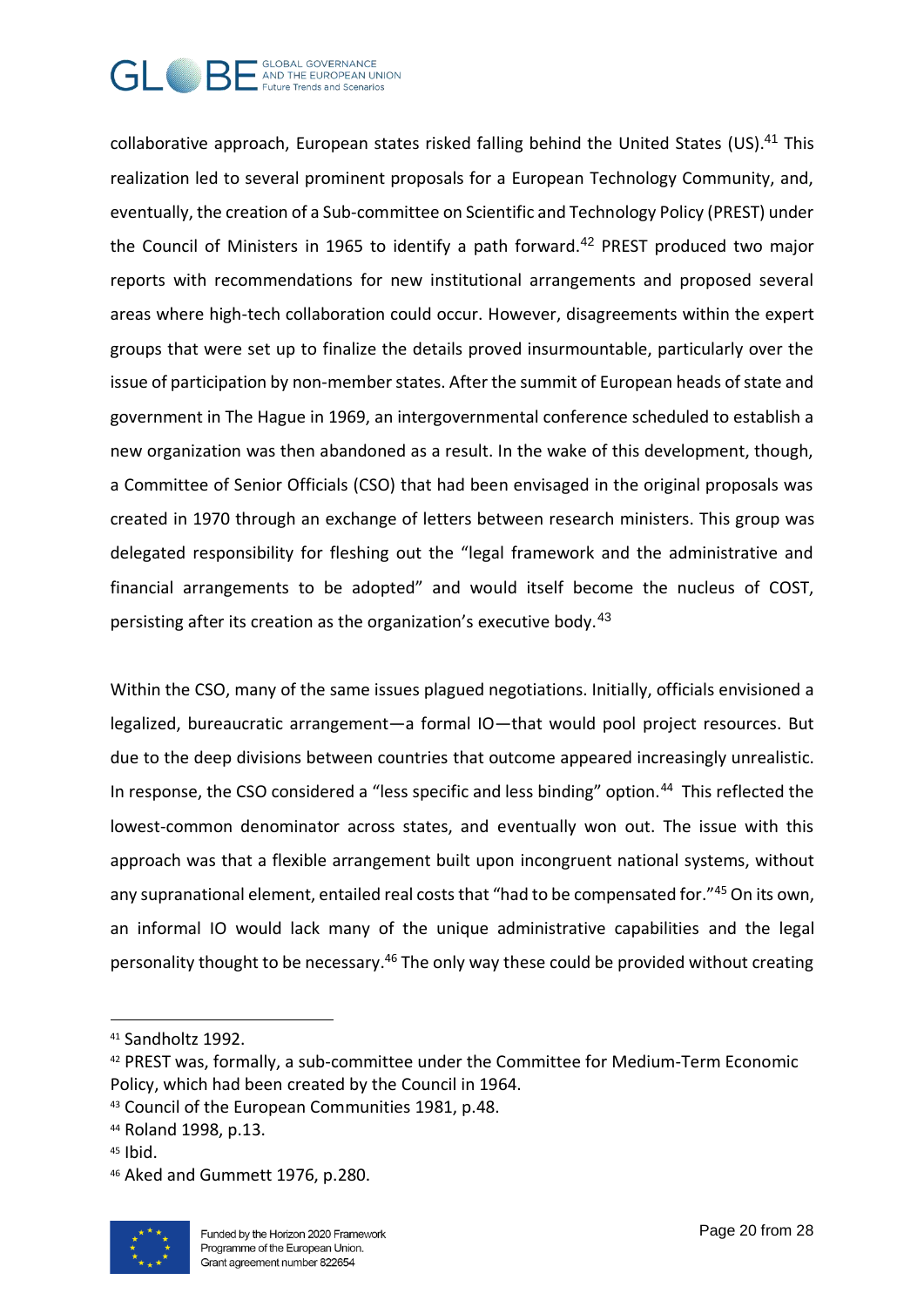collaborative approach, European states risked falling behind the United States (US).[41] This realization led to several prominent proposals for a European Technology Community, and, eventually, the creation of a Sub-committee on Scientific and Technology Policy (PREST) under the Council of Ministers in 1965 to identify a path forward.[42] PREST produced two major reports with recommendations for new institutional arrangements and proposed several areas where high-tech collaboration could occur. However, disagreements within the expert groups that were set up to finalize the details proved insurmountable, particularly over the issue of participation by non-member states. After the summit of European heads of state and government in The Hague in 1969, an intergovernmental conference scheduled to establish a new organization was then abandoned as a result. In the wake of this development, though, a Committee of Senior Officials (CSO) that had been envisaged in the original proposals was created in 1970 through an exchange of letters between research ministers. This group was delegated responsibility for fleshing out the "legal framework and the administrative and financial arrangements to be adopted" and would itself become the nucleus of COST, persisting after its creation as the organization's executive body.[43]

Within the CSO, many of the same issues plagued negotiations. Initially, officials envisioned a legalized, bureaucratic arrangement—a formal IO—that would pool project resources. But due to the deep divisions between countries that outcome appeared increasingly unrealistic. In response, the CSO considered a "less specific and less binding" option.[44] This reflected the lowest-common denominator across states, and eventually won out. The issue with this approach was that a flexible arrangement built upon incongruent national systems, without any supranational element, entailed real costs that "had to be compensated for."[45] On its own, an informal IO would lack many of the unique administrative capabilities and the legal personality thought to be necessary.[46] The only way these could be provided without creating

---

[41] Sandholtz 1992.

[42] PREST was, formally, a sub-committee under the Committee for Medium-Term Economic Policy, which had been created by the Council in 1964.

[43] Council of the European Communities 1981, p.48.

[44] Roland 1998, p.13.

[45] Ibid.

[46] Aked and Gummett 1976, p.280.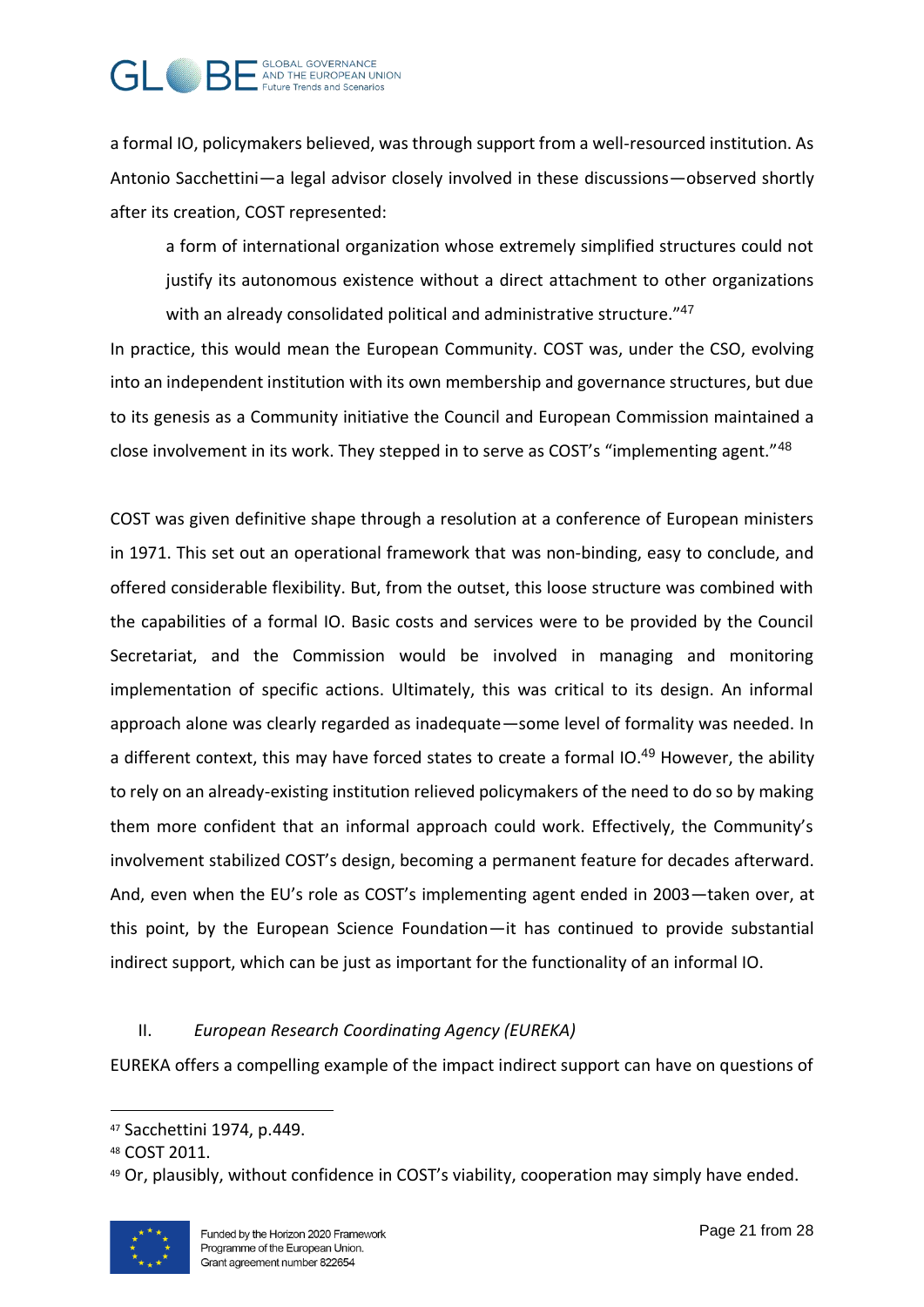a formal IO, policymakers believed, was through support from a well-resourced institution. As Antonio Sacchettini—a legal advisor closely involved in these discussions—observed shortly after its creation, COST represented:

> a form of international organization whose extremely simplified structures could not justify its autonomous existence without a direct attachment to other organizations with an already consolidated political and administrative structure."[47]

In practice, this would mean the European Community. COST was, under the CSO, evolving into an independent institution with its own membership and governance structures, but due to its genesis as a Community initiative the Council and European Commission maintained a close involvement in its work. They stepped in to serve as COST's "implementing agent."[48]

COST was given definitive shape through a resolution at a conference of European ministers in 1971. This set out an operational framework that was non-binding, easy to conclude, and offered considerable flexibility. But, from the outset, this loose structure was combined with the capabilities of a formal IO. Basic costs and services were to be provided by the Council Secretariat, and the Commission would be involved in managing and monitoring implementation of specific actions. Ultimately, this was critical to its design. An informal approach alone was clearly regarded as inadequate—some level of formality was needed. In a different context, this may have forced states to create a formal IO.[49] However, the ability to rely on an already-existing institution relieved policymakers of the need to do so by making them more confident that an informal approach could work. Effectively, the Community's involvement stabilized COST's design, becoming a permanent feature for decades afterward. And, even when the EU's role as COST's implementing agent ended in 2003—taken over, at this point, by the European Science Foundation—it has continued to provide substantial indirect support, which can be just as important for the functionality of an informal IO.

## II. *European Research Coordinating Agency (EUREKA)*

EUREKA offers a compelling example of the impact indirect support can have on questions of

---

[47] Sacchettini 1974, p.449.

[48] COST 2011.

[49] Or, plausibly, without confidence in COST's viability, cooperation may simply have ended.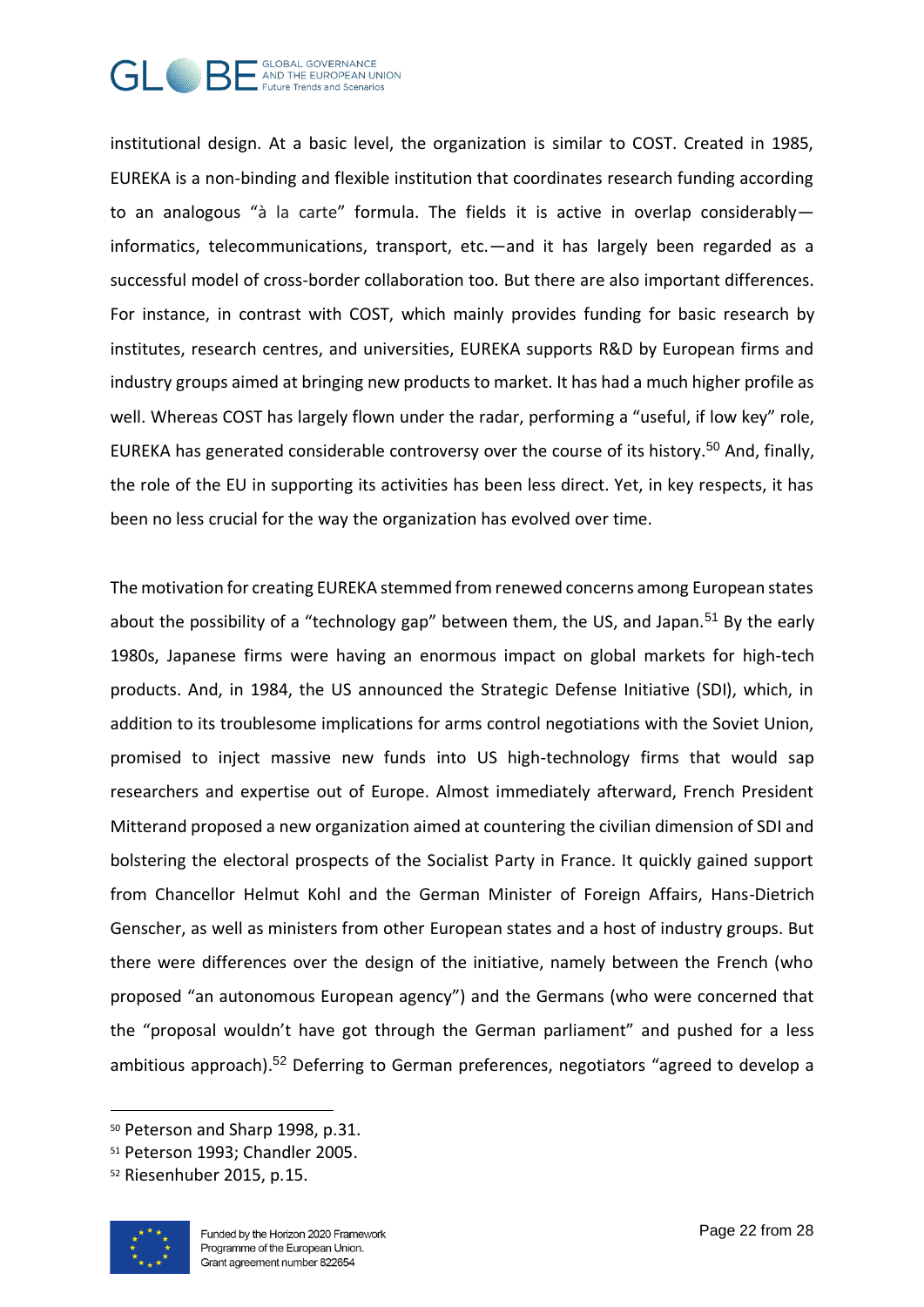institutional design. At a basic level, the organization is similar to COST. Created in 1985, EUREKA is a non-binding and flexible institution that coordinates research funding according to an analogous "à la carte" formula. The fields it is active in overlap considerably—informatics, telecommunications, transport, etc.—and it has largely been regarded as a successful model of cross-border collaboration too. But there are also important differences. For instance, in contrast with COST, which mainly provides funding for basic research by institutes, research centres, and universities, EUREKA supports R&D by European firms and industry groups aimed at bringing new products to market. It has had a much higher profile as well. Whereas COST has largely flown under the radar, performing a "useful, if low key" role, EUREKA has generated considerable controversy over the course of its history.[50] And, finally, the role of the EU in supporting its activities has been less direct. Yet, in key respects, it has been no less crucial for the way the organization has evolved over time.

The motivation for creating EUREKA stemmed from renewed concerns among European states about the possibility of a "technology gap" between them, the US, and Japan.[51] By the early 1980s, Japanese firms were having an enormous impact on global markets for high-tech products. And, in 1984, the US announced the Strategic Defense Initiative (SDI), which, in addition to its troublesome implications for arms control negotiations with the Soviet Union, promised to inject massive new funds into US high-technology firms that would sap researchers and expertise out of Europe. Almost immediately afterward, French President Mitterand proposed a new organization aimed at countering the civilian dimension of SDI and bolstering the electoral prospects of the Socialist Party in France. It quickly gained support from Chancellor Helmut Kohl and the German Minister of Foreign Affairs, Hans-Dietrich Genscher, as well as ministers from other European states and a host of industry groups. But there were differences over the design of the initiative, namely between the French (who proposed "an autonomous European agency") and the Germans (who were concerned that the "proposal wouldn't have got through the German parliament" and pushed for a less ambitious approach).[52] Deferring to German preferences, negotiators "agreed to develop a

---

[50] Peterson and Sharp 1998, p.31.

[51] Peterson 1993; Chandler 2005.

[52] Riesenhuber 2015, p.15.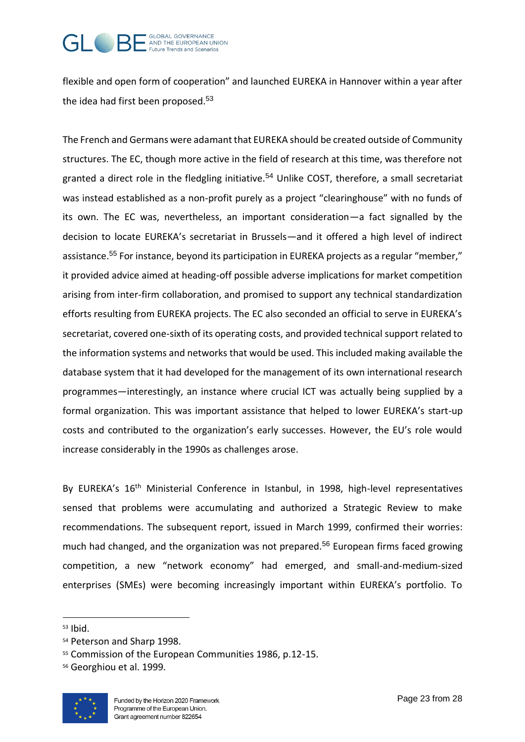flexible and open form of cooperation" and launched EUREKA in Hannover within a year after the idea had first been proposed.[53]

The French and Germans were adamant that EUREKA should be created outside of Community structures. The EC, though more active in the field of research at this time, was therefore not granted a direct role in the fledgling initiative.[54] Unlike COST, therefore, a small secretariat was instead established as a non-profit purely as a project "clearinghouse" with no funds of its own. The EC was, nevertheless, an important consideration—a fact signalled by the decision to locate EUREKA's secretariat in Brussels—and it offered a high level of indirect assistance.[55] For instance, beyond its participation in EUREKA projects as a regular "member," it provided advice aimed at heading-off possible adverse implications for market competition arising from inter-firm collaboration, and promised to support any technical standardization efforts resulting from EUREKA projects. The EC also seconded an official to serve in EUREKA's secretariat, covered one-sixth of its operating costs, and provided technical support related to the information systems and networks that would be used. This included making available the database system that it had developed for the management of its own international research programmes—interestingly, an instance where crucial ICT was actually being supplied by a formal organization. This was important assistance that helped to lower EUREKA's start-up costs and contributed to the organization's early successes. However, the EU's role would increase considerably in the 1990s as challenges arose.

By EUREKA's 16th Ministerial Conference in Istanbul, in 1998, high-level representatives sensed that problems were accumulating and authorized a Strategic Review to make recommendations. The subsequent report, issued in March 1999, confirmed their worries: much had changed, and the organization was not prepared.[56] European firms faced growing competition, a new "network economy" had emerged, and small-and-medium-sized enterprises (SMEs) were becoming increasingly important within EUREKA's portfolio. To

---

[53] Ibid.

[54] Peterson and Sharp 1998.

[55] Commission of the European Communities 1986, p.12-15.

[56] Georghiou et al. 1999.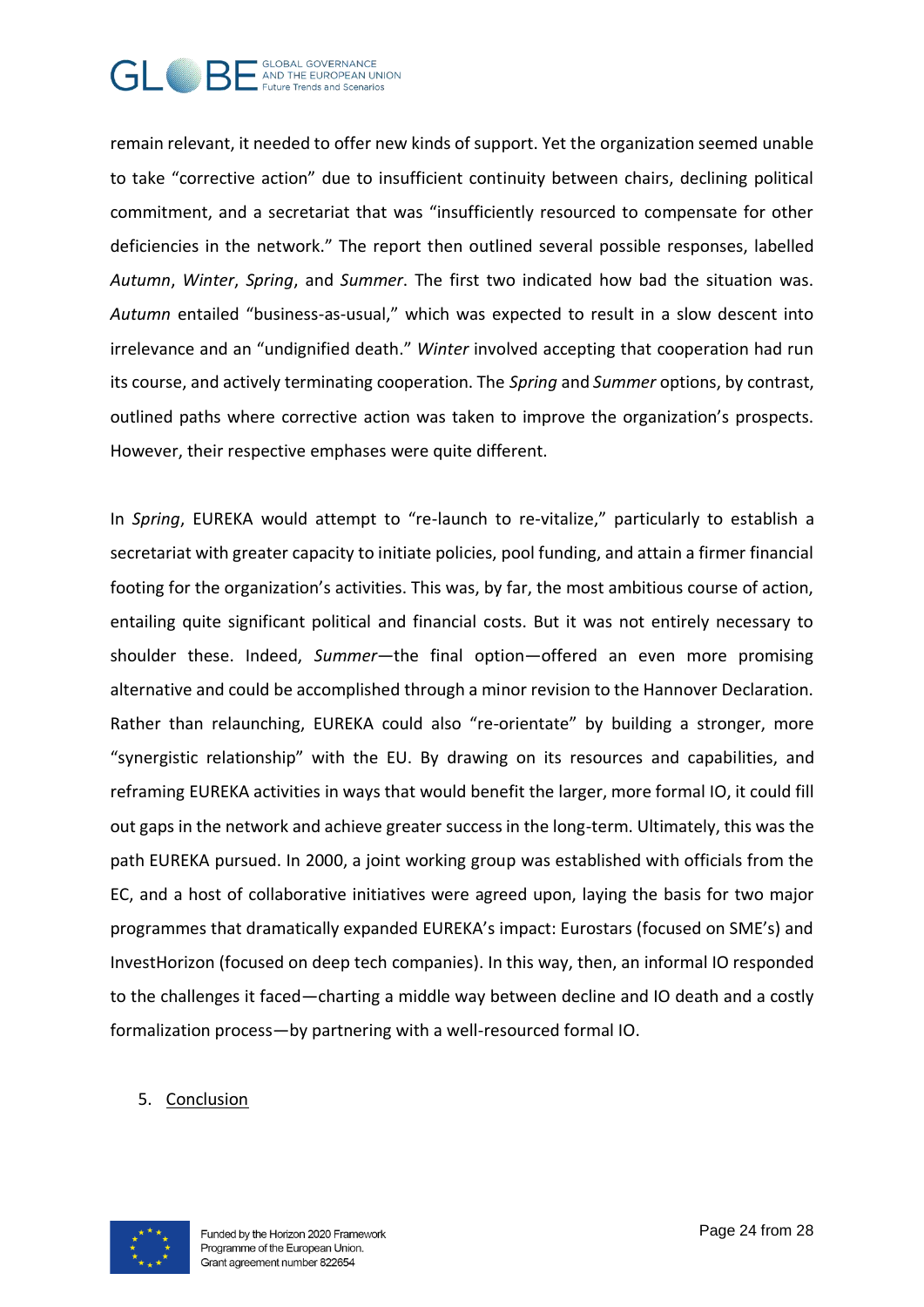remain relevant, it needed to offer new kinds of support. Yet the organization seemed unable to take "corrective action" due to insufficient continuity between chairs, declining political commitment, and a secretariat that was "insufficiently resourced to compensate for other deficiencies in the network." The report then outlined several possible responses, labelled *Autumn*, *Winter*, *Spring*, and *Summer*. The first two indicated how bad the situation was. *Autumn* entailed "business-as-usual," which was expected to result in a slow descent into irrelevance and an "undignified death." *Winter* involved accepting that cooperation had run its course, and actively terminating cooperation. The *Spring* and *Summer* options, by contrast, outlined paths where corrective action was taken to improve the organization's prospects. However, their respective emphases were quite different.

In *Spring*, EUREKA would attempt to "re-launch to re-vitalize," particularly to establish a secretariat with greater capacity to initiate policies, pool funding, and attain a firmer financial footing for the organization's activities. This was, by far, the most ambitious course of action, entailing quite significant political and financial costs. But it was not entirely necessary to shoulder these. Indeed, *Summer*—the final option—offered an even more promising alternative and could be accomplished through a minor revision to the Hannover Declaration. Rather than relaunching, EUREKA could also "re-orientate" by building a stronger, more "synergistic relationship" with the EU. By drawing on its resources and capabilities, and reframing EUREKA activities in ways that would benefit the larger, more formal IO, it could fill out gaps in the network and achieve greater success in the long-term. Ultimately, this was the path EUREKA pursued. In 2000, a joint working group was established with officials from the EC, and a host of collaborative initiatives were agreed upon, laying the basis for two major programmes that dramatically expanded EUREKA's impact: Eurostars (focused on SME's) and InvestHorizon (focused on deep tech companies). In this way, then, an informal IO responded to the challenges it faced—charting a middle way between decline and IO death and a costly formalization process—by partnering with a well-resourced formal IO.

## 5. Conclusion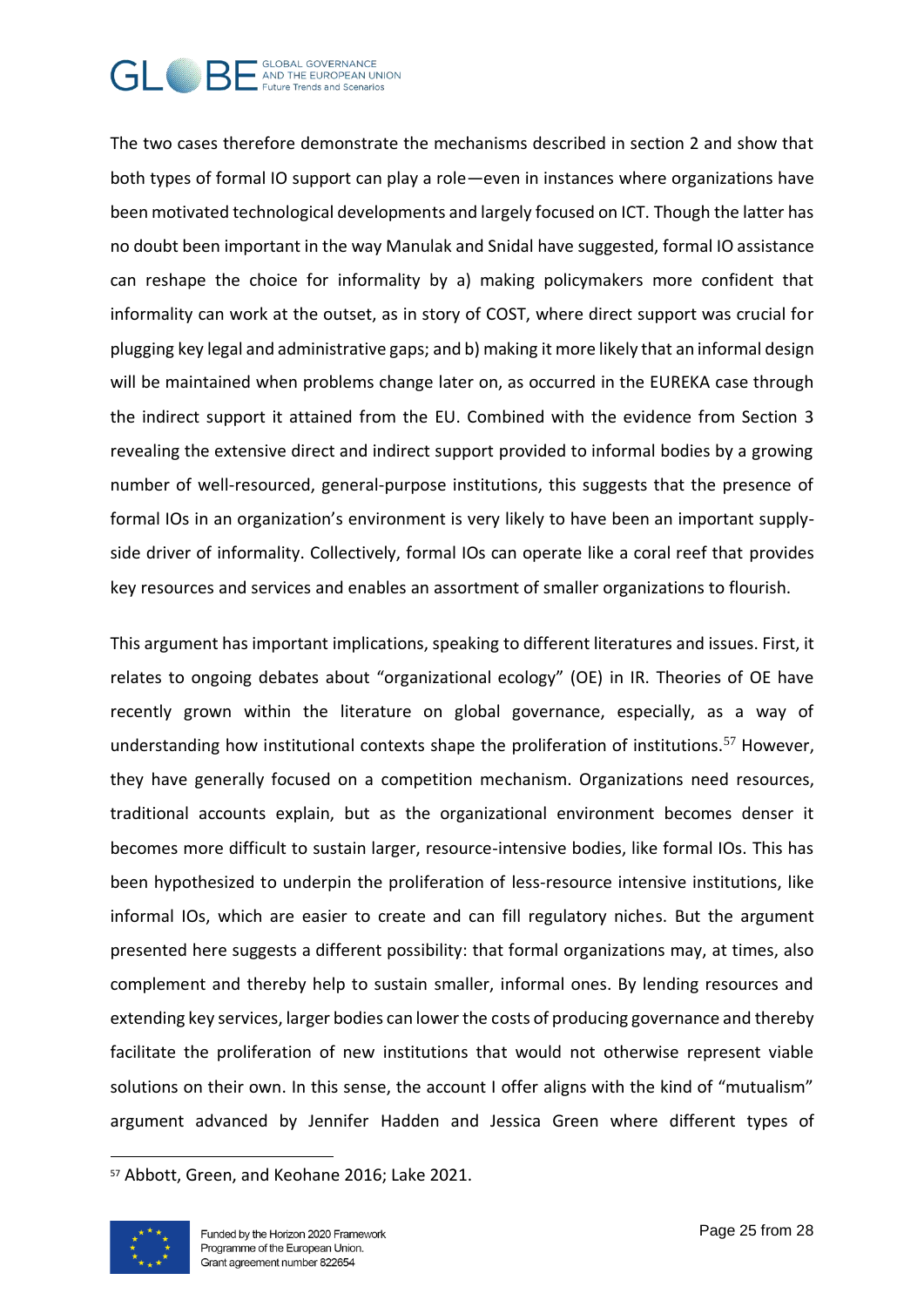The two cases therefore demonstrate the mechanisms described in section 2 and show that both types of formal IO support can play a role—even in instances where organizations have been motivated technological developments and largely focused on ICT. Though the latter has no doubt been important in the way Manulak and Snidal have suggested, formal IO assistance can reshape the choice for informality by a) making policymakers more confident that informality can work at the outset, as in story of COST, where direct support was crucial for plugging key legal and administrative gaps; and b) making it more likely that an informal design will be maintained when problems change later on, as occurred in the EUREKA case through the indirect support it attained from the EU. Combined with the evidence from Section 3 revealing the extensive direct and indirect support provided to informal bodies by a growing number of well-resourced, general-purpose institutions, this suggests that the presence of formal IOs in an organization's environment is very likely to have been an important supply-side driver of informality. Collectively, formal IOs can operate like a coral reef that provides key resources and services and enables an assortment of smaller organizations to flourish.

This argument has important implications, speaking to different literatures and issues. First, it relates to ongoing debates about "organizational ecology" (OE) in IR. Theories of OE have recently grown within the literature on global governance, especially, as a way of understanding how institutional contexts shape the proliferation of institutions.[57] However, they have generally focused on a competition mechanism. Organizations need resources, traditional accounts explain, but as the organizational environment becomes denser it becomes more difficult to sustain larger, resource-intensive bodies, like formal IOs. This has been hypothesized to underpin the proliferation of less-resource intensive institutions, like informal IOs, which are easier to create and can fill regulatory niches. But the argument presented here suggests a different possibility: that formal organizations may, at times, also complement and thereby help to sustain smaller, informal ones. By lending resources and extending key services, larger bodies can lower the costs of producing governance and thereby facilitate the proliferation of new institutions that would not otherwise represent viable solutions on their own. In this sense, the account I offer aligns with the kind of "mutualism" argument advanced by Jennifer Hadden and Jessica Green where different types of

[57] Abbott, Green, and Keohane 2016; Lake 2021.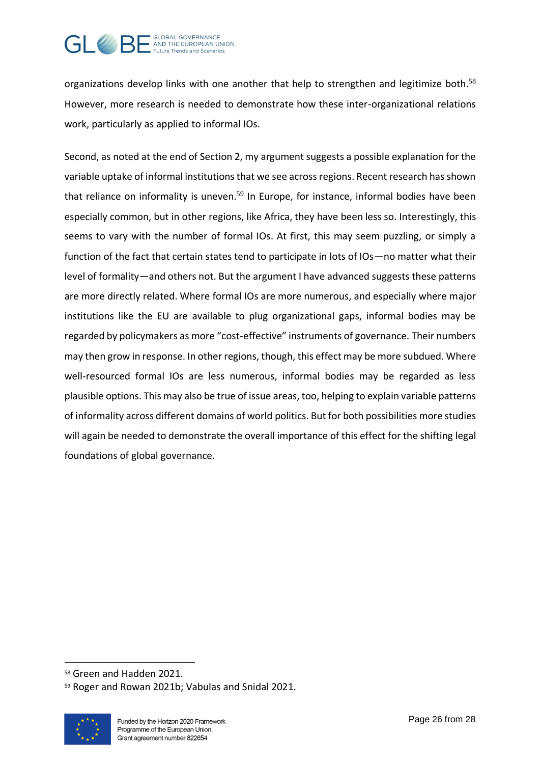organizations develop links with one another that help to strengthen and legitimize both.[58] However, more research is needed to demonstrate how these inter-organizational relations work, particularly as applied to informal IOs.

Second, as noted at the end of Section 2, my argument suggests a possible explanation for the variable uptake of informal institutions that we see across regions. Recent research has shown that reliance on informality is uneven.[59] In Europe, for instance, informal bodies have been especially common, but in other regions, like Africa, they have been less so. Interestingly, this seems to vary with the number of formal IOs. At first, this may seem puzzling, or simply a function of the fact that certain states tend to participate in lots of IOs—no matter what their level of formality—and others not. But the argument I have advanced suggests these patterns are more directly related. Where formal IOs are more numerous, and especially where major institutions like the EU are available to plug organizational gaps, informal bodies may be regarded by policymakers as more "cost-effective" instruments of governance. Their numbers may then grow in response. In other regions, though, this effect may be more subdued. Where well-resourced formal IOs are less numerous, informal bodies may be regarded as less plausible options. This may also be true of issue areas, too, helping to explain variable patterns of informality across different domains of world politics. But for both possibilities more studies will again be needed to demonstrate the overall importance of this effect for the shifting legal foundations of global governance.

[58] Green and Hadden 2021.

[59] Roger and Rowan 2021b; Vabulas and Snidal 2021.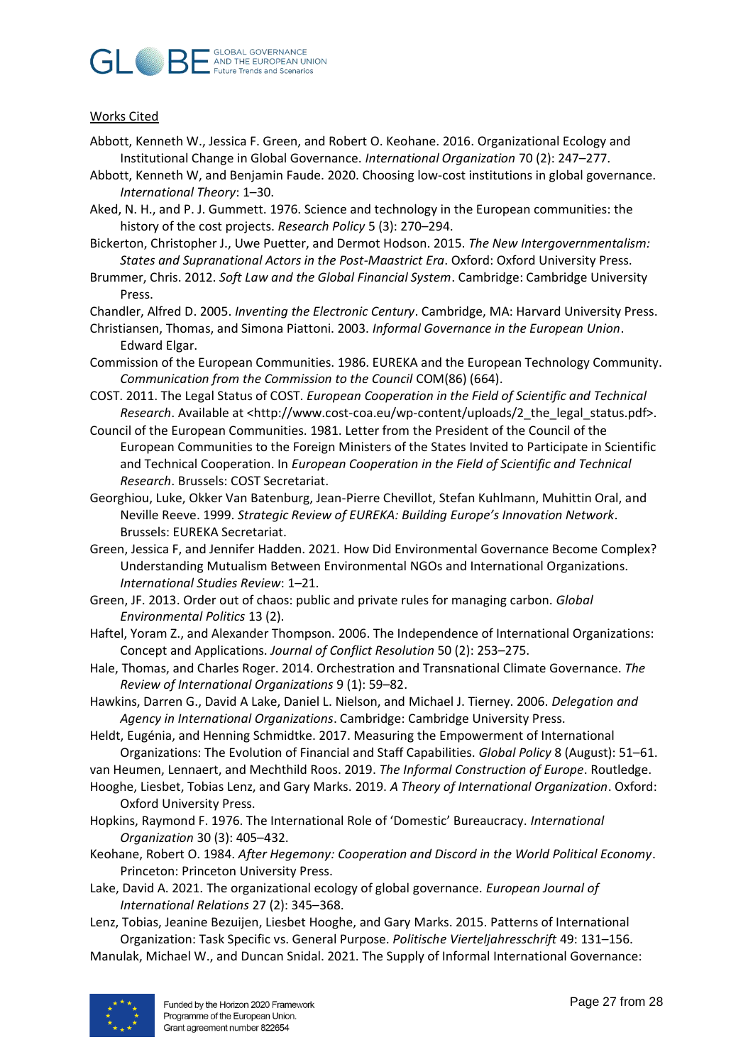Works Cited

Abbott, Kenneth W., Jessica F. Green, and Robert O. Keohane. 2016. Organizational Ecology and Institutional Change in Global Governance. *International Organization* 70 (2): 247–277.

Abbott, Kenneth W, and Benjamin Faude. 2020. Choosing low-cost institutions in global governance. *International Theory*: 1–30.

Aked, N. H., and P. J. Gummett. 1976. Science and technology in the European communities: the history of the cost projects. *Research Policy* 5 (3): 270–294.

Bickerton, Christopher J., Uwe Puetter, and Dermot Hodson. 2015. *The New Intergovernmentalism: States and Supranational Actors in the Post-Maastrict Era*. Oxford: Oxford University Press.

Brummer, Chris. 2012. *Soft Law and the Global Financial System*. Cambridge: Cambridge University Press.

Chandler, Alfred D. 2005. *Inventing the Electronic Century*. Cambridge, MA: Harvard University Press.

Christiansen, Thomas, and Simona Piattoni. 2003. *Informal Governance in the European Union*. Edward Elgar.

Commission of the European Communities. 1986. EUREKA and the European Technology Community. *Communication from the Commission to the Council* COM(86) (664).

COST. 2011. The Legal Status of COST. *European Cooperation in the Field of Scientific and Technical Research*. Available at <http://www.cost-coa.eu/wp-content/uploads/2_the_legal_status.pdf>.

Council of the European Communities. 1981. Letter from the President of the Council of the European Communities to the Foreign Ministers of the States Invited to Participate in Scientific and Technical Cooperation. In *European Cooperation in the Field of Scientific and Technical Research*. Brussels: COST Secretariat.

Georghiou, Luke, Okker Van Batenburg, Jean-Pierre Chevillot, Stefan Kuhlmann, Muhittin Oral, and Neville Reeve. 1999. *Strategic Review of EUREKA: Building Europe's Innovation Network*. Brussels: EUREKA Secretariat.

Green, Jessica F, and Jennifer Hadden. 2021. How Did Environmental Governance Become Complex? Understanding Mutualism Between Environmental NGOs and International Organizations. *International Studies Review*: 1–21.

Green, JF. 2013. Order out of chaos: public and private rules for managing carbon. *Global Environmental Politics* 13 (2).

Haftel, Yoram Z., and Alexander Thompson. 2006. The Independence of International Organizations: Concept and Applications. *Journal of Conflict Resolution* 50 (2): 253–275.

Hale, Thomas, and Charles Roger. 2014. Orchestration and Transnational Climate Governance. *The Review of International Organizations* 9 (1): 59–82.

Hawkins, Darren G., David A Lake, Daniel L. Nielson, and Michael J. Tierney. 2006. *Delegation and Agency in International Organizations*. Cambridge: Cambridge University Press.

Heldt, Eugénia, and Henning Schmidtke. 2017. Measuring the Empowerment of International Organizations: The Evolution of Financial and Staff Capabilities. *Global Policy* 8 (August): 51–61.

van Heumen, Lennaert, and Mechthild Roos. 2019. *The Informal Construction of Europe*. Routledge.

Hooghe, Liesbet, Tobias Lenz, and Gary Marks. 2019. *A Theory of International Organization*. Oxford: Oxford University Press.

Hopkins, Raymond F. 1976. The International Role of 'Domestic' Bureaucracy. *International Organization* 30 (3): 405–432.

Keohane, Robert O. 1984. *After Hegemony: Cooperation and Discord in the World Political Economy*. Princeton: Princeton University Press.

Lake, David A. 2021. The organizational ecology of global governance. *European Journal of International Relations* 27 (2): 345–368.

Lenz, Tobias, Jeanine Bezuijen, Liesbet Hooghe, and Gary Marks. 2015. Patterns of International Organization: Task Specific vs. General Purpose. *Politische Vierteljahresschrift* 49: 131–156.

Manulak, Michael W., and Duncan Snidal. 2021. The Supply of Informal International Governance: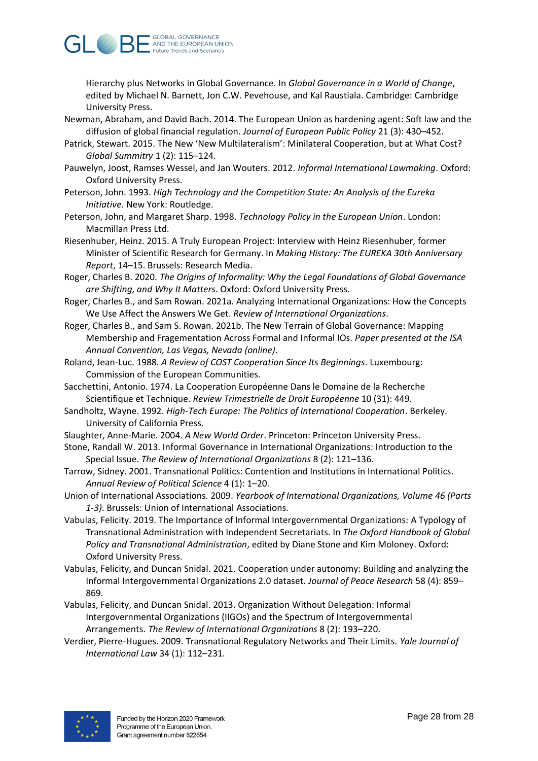Hierarchy plus Networks in Global Governance. In *Global Governance in a World of Change*, edited by Michael N. Barnett, Jon C.W. Pevehouse, and Kal Raustiala. Cambridge: Cambridge University Press.

Newman, Abraham, and David Bach. 2014. The European Union as hardening agent: Soft law and the diffusion of global financial regulation. *Journal of European Public Policy* 21 (3): 430–452.

Patrick, Stewart. 2015. The New 'New Multilateralism': Minilateral Cooperation, but at What Cost? *Global Summitry* 1 (2): 115–124.

Pauwelyn, Joost, Ramses Wessel, and Jan Wouters. 2012. *Informal International Lawmaking*. Oxford: Oxford University Press.

Peterson, John. 1993. *High Technology and the Competition State: An Analysis of the Eureka Initiative*. New York: Routledge.

Peterson, John, and Margaret Sharp. 1998. *Technology Policy in the European Union*. London: Macmillan Press Ltd.

Riesenhuber, Heinz. 2015. A Truly European Project: Interview with Heinz Riesenhuber, former Minister of Scientific Research for Germany. In *Making History: The EUREKA 30th Anniversary Report*, 14–15. Brussels: Research Media.

Roger, Charles B. 2020. *The Origins of Informality: Why the Legal Foundations of Global Governance are Shifting, and Why It Matters*. Oxford: Oxford University Press.

Roger, Charles B., and Sam Rowan. 2021a. Analyzing International Organizations: How the Concepts We Use Affect the Answers We Get. *Review of International Organizations*.

Roger, Charles B., and Sam S. Rowan. 2021b. The New Terrain of Global Governance: Mapping Membership and Fragementation Across Formal and Informal IOs. *Paper presented at the ISA Annual Convention, Las Vegas, Nevada (online)*.

Roland, Jean-Luc. 1988. *A Review of COST Cooperation Since Its Beginnings*. Luxembourg: Commission of the European Communities.

Sacchettini, Antonio. 1974. La Cooperation Européenne Dans le Domaine de la Recherche Scientifique et Technique. *Review Trimestrielle de Droit Européenne* 10 (31): 449.

Sandholtz, Wayne. 1992. *High-Tech Europe: The Politics of International Cooperation*. Berkeley. University of California Press.

Slaughter, Anne-Marie. 2004. *A New World Order*. Princeton: Princeton University Press.

Stone, Randall W. 2013. Informal Governance in International Organizations: Introduction to the Special Issue. *The Review of International Organizations* 8 (2): 121–136.

Tarrow, Sidney. 2001. Transnational Politics: Contention and Institutions in International Politics. *Annual Review of Political Science* 4 (1): 1–20.

Union of International Associations. 2009. *Yearbook of International Organizations, Volume 46 (Parts 1-3)*. Brussels: Union of International Associations.

Vabulas, Felicity. 2019. The Importance of Informal Intergovernmental Organizations: A Typology of Transnational Administration with Independent Secretariats. In *The Oxford Handbook of Global Policy and Transnational Administration*, edited by Diane Stone and Kim Moloney. Oxford: Oxford University Press.

Vabulas, Felicity, and Duncan Snidal. 2021. Cooperation under autonomy: Building and analyzing the Informal Intergovernmental Organizations 2.0 dataset. *Journal of Peace Research* 58 (4): 859–869.

Vabulas, Felicity, and Duncan Snidal. 2013. Organization Without Delegation: Informal Intergovernmental Organizations (IIGOs) and the Spectrum of Intergovernmental Arrangements. *The Review of International Organizations* 8 (2): 193–220.

Verdier, Pierre-Hugues. 2009. Transnational Regulatory Networks and Their Limits. *Yale Journal of International Law* 34 (1): 112–231.